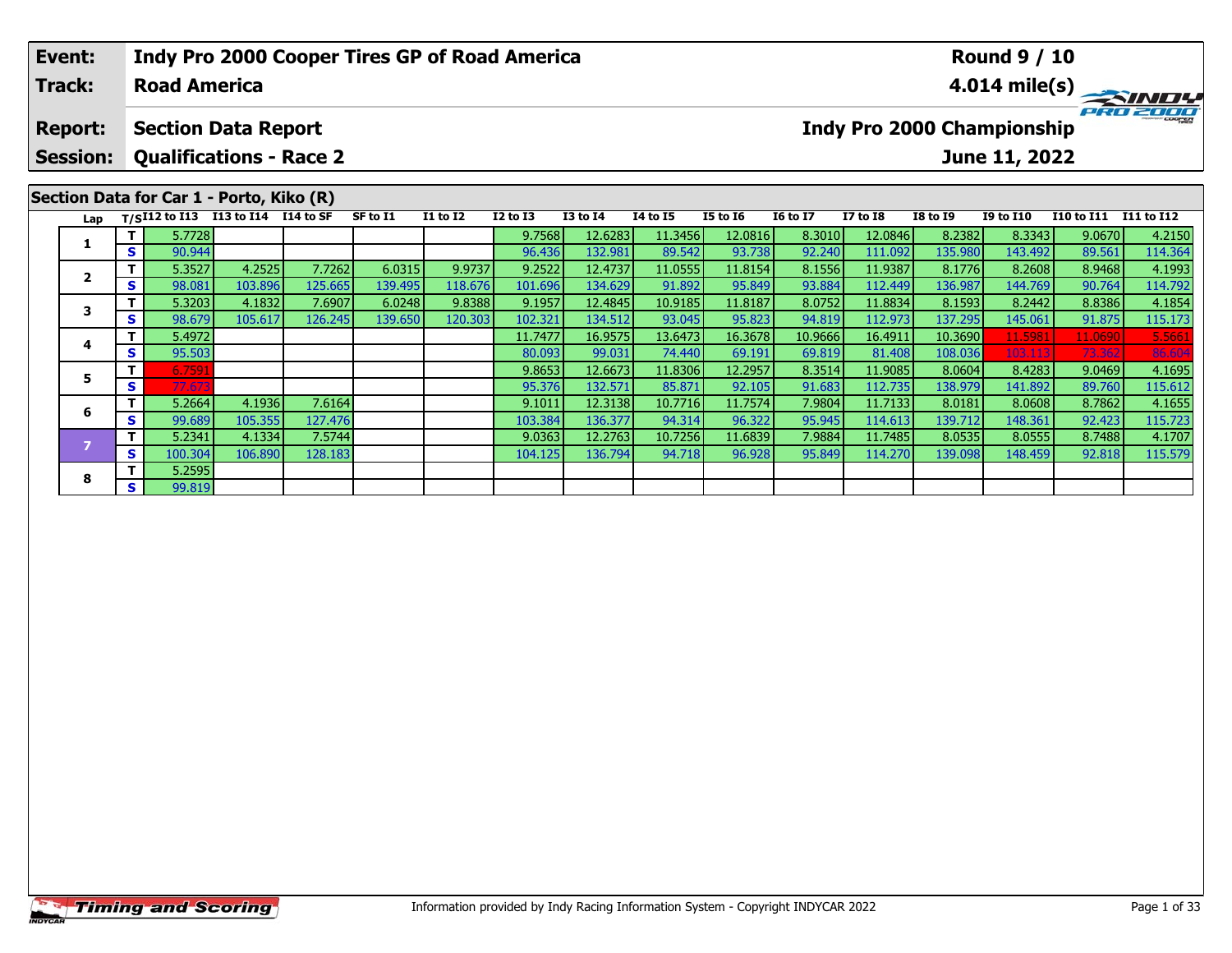| Event: | Indy Pro 2000 Cooper Tires GP of Road America | Round 9 / 10 |
|---|---|---|
| Track: | Road America | 4.014 mile(s) |
| Report: | Section Data Report | Indy Pro 2000 Championship |
| Session: | Qualifications - Race 2 | June 11, 2022 |

## Section Data for Car 1 - Porto, Kiko (R)

| Lap | T/S | I12 to I13 | I13 to I14 | I14 to SF | SF to I1 | I1 to I2 | I2 to I3 | I3 to I4 | I4 to I5 | I5 to I6 | I6 to I7 | I7 to I8 | I8 to I9 | I9 to I10 | I10 to I11 | I11 to I12 |
|---|---|---|---|---|---|---|---|---|---|---|---|---|---|---|---|---|
| 1 | T | 5.7728 | | | | | 9.7568 | 12.6283 | 11.3456 | 12.0816 | 8.3010 | 12.0846 | 8.2382 | 8.3343 | 9.0670 | 4.2150 |
| | S | 90.944 | | | | | 96.436 | 132.981 | 89.542 | 93.738 | 92.240 | 111.092 | 135.980 | 143.492 | 89.561 | 114.364 |
| 2 | T | 5.3527 | 4.2525 | 7.7262 | 6.0315 | 9.9737 | 9.2522 | 12.4737 | 11.0555 | 11.8154 | 8.1556 | 11.9387 | 8.1776 | 8.2608 | 8.9468 | 4.1993 |
| | S | 98.081 | 103.896 | 125.665 | 139.495 | 118.676 | 101.696 | 134.629 | 91.892 | 95.849 | 93.884 | 112.449 | 136.987 | 144.769 | 90.764 | 114.792 |
| 3 | T | 5.3203 | 4.1832 | 7.6907 | 6.0248 | 9.8388 | 9.1957 | 12.4845 | 10.9185 | 11.8187 | 8.0752 | 11.8834 | 8.1593 | 8.2442 | 8.8386 | 4.1854 |
| | S | 98.679 | 105.617 | 126.245 | 139.650 | 120.303 | 102.321 | 134.512 | 93.045 | 95.823 | 94.819 | 112.973 | 137.295 | 145.061 | 91.875 | 115.173 |
| 4 | T | 5.4972 | | | | | 11.7477 | 16.9575 | 13.6473 | 16.3678 | 10.9666 | 16.4911 | 10.3690 | 11.5981 | 11.0690 | 5.5661 |
| | S | 95.503 | | | | | 80.093 | 99.031 | 74.440 | 69.191 | 69.819 | 81.408 | 108.036 | 103.113 | 73.362 | 86.604 |
| 5 | T | 6.7591 | | | | | 9.8653 | 12.6673 | 11.8306 | 12.2957 | 8.3514 | 11.9085 | 8.0604 | 8.4283 | 9.0469 | 4.1695 |
| | S | 77.673 | | | | | 95.376 | 132.571 | 85.871 | 92.105 | 91.683 | 112.735 | 138.979 | 141.892 | 89.760 | 115.612 |
| 6 | T | 5.2664 | 4.1936 | 7.6164 | | | 9.1011 | 12.3138 | 10.7716 | 11.7574 | 7.9804 | 11.7133 | 8.0181 | 8.0608 | 8.7862 | 4.1655 |
| | S | 99.689 | 105.355 | 127.476 | | | 103.384 | 136.377 | 94.314 | 96.322 | 95.945 | 114.613 | 139.712 | 148.361 | 92.423 | 115.723 |
| 7 | T | 5.2341 | 4.1334 | 7.5744 | | | 9.0363 | 12.2763 | 10.7256 | 11.6839 | 7.9884 | 11.7485 | 8.0535 | 8.0555 | 8.7488 | 4.1707 |
| | S | 100.304 | 106.890 | 128.183 | | | 104.125 | 136.794 | 94.718 | 96.928 | 95.849 | 114.270 | 139.098 | 148.459 | 92.818 | 115.579 |
| 8 | T | 5.2595 | | | | | | | | | | | | | | |
| | S | 99.819 | | | | | | | | | | | | | | |

Information provided by Indy Racing Information System - Copyright INDYCAR 2022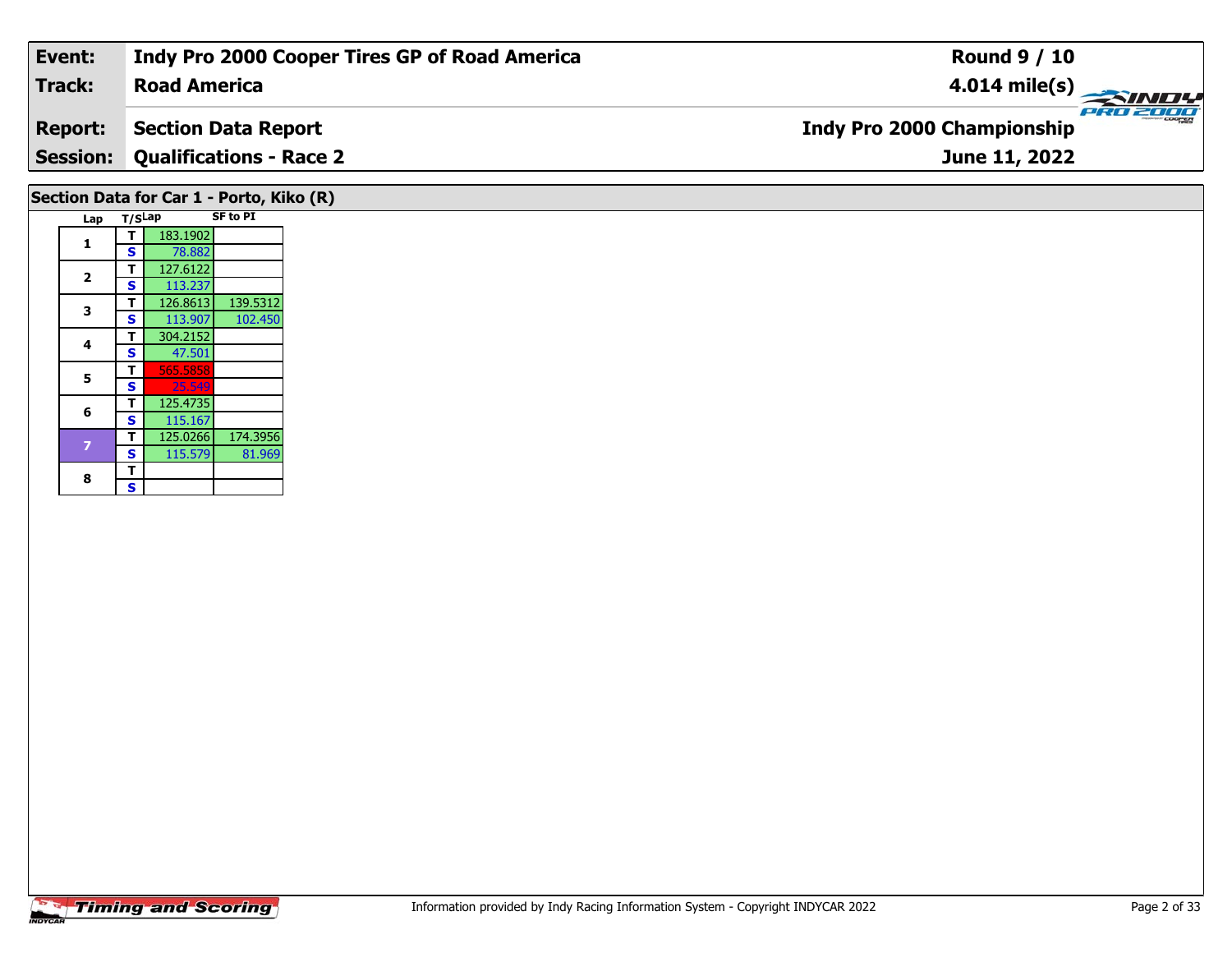| Event: | Indy Pro 2000 Cooper Tires GP of Road America | Round 9 / 10 |
|---|---|---|
| Track: | Road America | 4.014 mile(s) |
| Report: | Section Data Report | Indy Pro 2000 Championship |
| Session: | Qualifications - Race 2 | June 11, 2022 |

## Section Data for Car 1 - Porto, Kiko (R)

| Lap | T/S | Lap | SF to PI |
|---|---|---|---|
| 1 | T | 183.1902 | |
| | S | 78.882 | |
| 2 | T | 127.6122 | |
| | S | 113.237 | |
| 3 | T | 126.8613 | 139.5312 |
| | S | 113.907 | 102.450 |
| 4 | T | 304.2152 | |
| | S | 47.501 | |
| 5 | T | 565.5858 | |
| | S | 25.549 | |
| 6 | T | 125.4735 | |
| | S | 115.167 | |
| 7 | T | 125.0266 | 174.3956 |
| | S | 115.579 | 81.969 |
| 8 | T | | |
| | S | | |

Information provided by Indy Racing Information System - Copyright INDYCAR 2022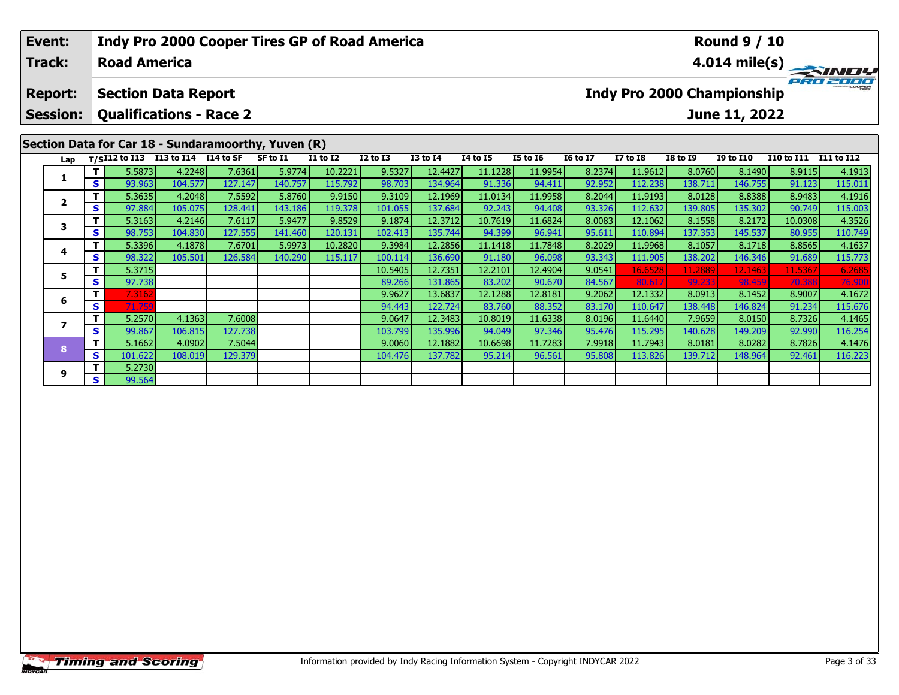| Event: | Indy Pro 2000 Cooper Tires GP of Road America | Round 9 / 10 |
|---|---|---|
| Track: | Road America | 4.014 mile(s) |
| Report: | Section Data Report | Indy Pro 2000 Championship |
| Session: | Qualifications - Race 2 | June 11, 2022 |

## Section Data for Car 18 - Sundaramoorthy, Yuven (R)

| Lap | T/S | I12 to I13 | I13 to I14 | I14 to SF | SF to I1 | I1 to I2 | I2 to I3 | I3 to I4 | I4 to I5 | I5 to I6 | I6 to I7 | I7 to I8 | I8 to I9 | I9 to I10 | I10 to I11 | I11 to I12 |
|---|---|---|---|---|---|---|---|---|---|---|---|---|---|---|---|---|
| 1 | T | 5.5873 | 4.2248 | 7.6361 | 5.9774 | 10.2221 | 9.5327 | 12.4427 | 11.1228 | 11.9954 | 8.2374 | 11.9612 | 8.0760 | 8.1490 | 8.9115 | 4.1913 |
| | S | 93.963 | 104.577 | 127.147 | 140.757 | 115.792 | 98.703 | 134.964 | 91.336 | 94.411 | 92.952 | 112.238 | 138.711 | 146.755 | 91.123 | 115.011 |
| 2 | T | 5.3635 | 4.2048 | 7.5592 | 5.8760 | 9.9150 | 9.3109 | 12.1969 | 11.0134 | 11.9958 | 8.2044 | 11.9193 | 8.0128 | 8.8388 | 8.9483 | 4.1916 |
| | S | 97.884 | 105.075 | 128.441 | 143.186 | 119.378 | 101.055 | 137.684 | 92.243 | 94.408 | 93.326 | 112.632 | 139.805 | 135.302 | 90.749 | 115.003 |
| 3 | T | 5.3163 | 4.2146 | 7.6117 | 5.9477 | 9.8529 | 9.1874 | 12.3712 | 10.7619 | 11.6824 | 8.0083 | 12.1062 | 8.1558 | 8.2172 | 10.0308 | 4.3526 |
| | S | 98.753 | 104.830 | 127.555 | 141.460 | 120.131 | 102.413 | 135.744 | 94.399 | 96.941 | 95.611 | 110.894 | 137.353 | 145.537 | 80.955 | 110.749 |
| 4 | T | 5.3396 | 4.1878 | 7.6701 | 5.9973 | 10.2820 | 9.3984 | 12.2856 | 11.1418 | 11.7848 | 8.2029 | 11.9968 | 8.1057 | 8.1718 | 8.8565 | 4.1637 |
| | S | 98.322 | 105.501 | 126.584 | 140.290 | 115.117 | 100.114 | 136.690 | 91.180 | 96.098 | 93.343 | 111.905 | 138.202 | 146.346 | 91.689 | 115.773 |
| 5 | T | 5.3715 | | | | | 10.5405 | 12.7351 | 12.2101 | 12.4904 | 9.0541 | 16.6528 | 11.2889 | 12.1463 | 11.5367 | 6.2685 |
| | S | 97.738 | | | | | 89.266 | 131.865 | 83.202 | 90.670 | 84.567 | 80.617 | 99.233 | 98.459 | 70.388 | 76.900 |
| 6 | T | 7.3162 | | | | | 9.9627 | 13.6837 | 12.1288 | 12.8181 | 9.2062 | 12.1332 | 8.0913 | 8.1452 | 8.9007 | 4.1672 |
| | S | 71.759 | | | | | 94.443 | 122.724 | 83.760 | 88.352 | 83.170 | 110.647 | 138.448 | 146.824 | 91.234 | 115.676 |
| 7 | T | 5.2570 | 4.1363 | 7.6008 | | | 9.0647 | 12.3483 | 10.8019 | 11.6338 | 8.0196 | 11.6440 | 7.9659 | 8.0150 | 8.7326 | 4.1465 |
| | S | 99.867 | 106.815 | 127.738 | | | 103.799 | 135.996 | 94.049 | 97.346 | 95.476 | 115.295 | 140.628 | 149.209 | 92.990 | 116.254 |
| 8 | T | 5.1662 | 4.0902 | 7.5044 | | | 9.0060 | 12.1882 | 10.6698 | 11.7283 | 7.9918 | 11.7943 | 8.0181 | 8.0282 | 8.7826 | 4.1476 |
| | S | 101.622 | 108.019 | 129.379 | | | 104.476 | 137.782 | 95.214 | 96.561 | 95.808 | 113.826 | 139.712 | 148.964 | 92.461 | 116.223 |
| 9 | T | 5.2730 | | | | | | | | | | | | | | |
| | S | 99.564 | | | | | | | | | | | | | | |

Information provided by Indy Racing Information System - Copyright INDYCAR 2022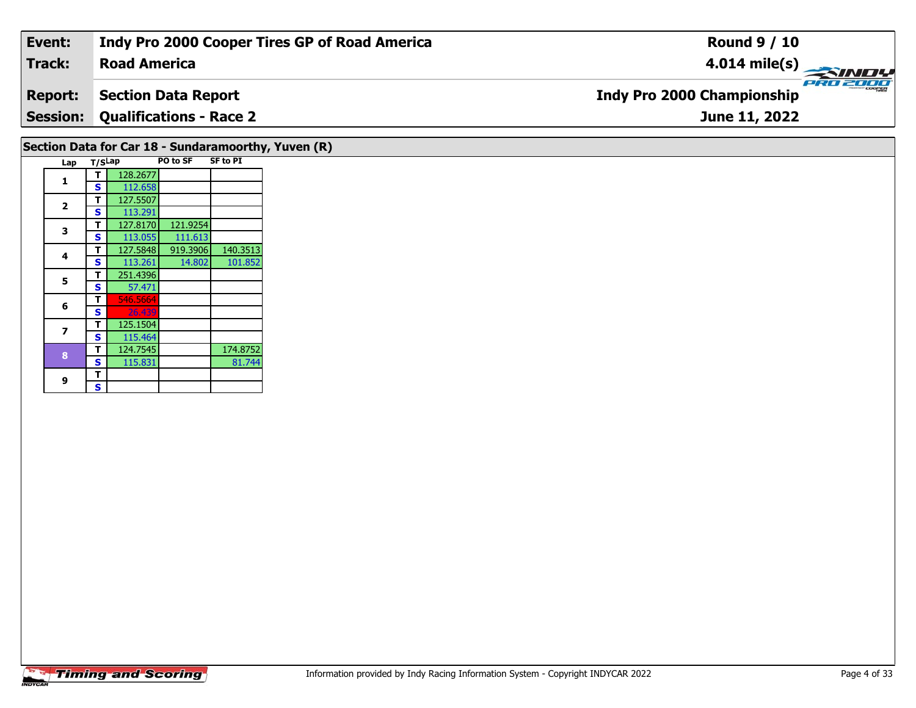| Event: | Indy Pro 2000 Cooper Tires GP of Road America | Round 9 / 10 |
|---|---|---|
| Track: | Road America | 4.014 mile(s) |
| Report: | Section Data Report | Indy Pro 2000 Championship |
| Session: | Qualifications - Race 2 | June 11, 2022 |

## Section Data for Car 18 - Sundaramoorthy, Yuven (R)

| Lap | T/S | Lap | PO to SF | SF to PI |
|---|---|---|---|---|
| 1 | T | 128.2677 | | |
| | S | 112.658 | | |
| 2 | T | 127.5507 | | |
| | S | 113.291 | | |
| 3 | T | 127.8170 | 121.9254 | |
| | S | 113.055 | 111.613 | |
| 4 | T | 127.5848 | 919.3906 | 140.3513 |
| | S | 113.261 | 14.802 | 101.852 |
| 5 | T | 251.4396 | | |
| | S | 57.471 | | |
| 6 | T | 546.5664 | | |
| | S | 26.439 | | |
| 7 | T | 125.1504 | | |
| | S | 115.464 | | |
| 8 | T | 124.7545 | | 174.8752 |
| | S | 115.831 | | 81.744 |
| 9 | T | | | |
| | S | | | |

Information provided by Indy Racing Information System - Copyright INDYCAR 2022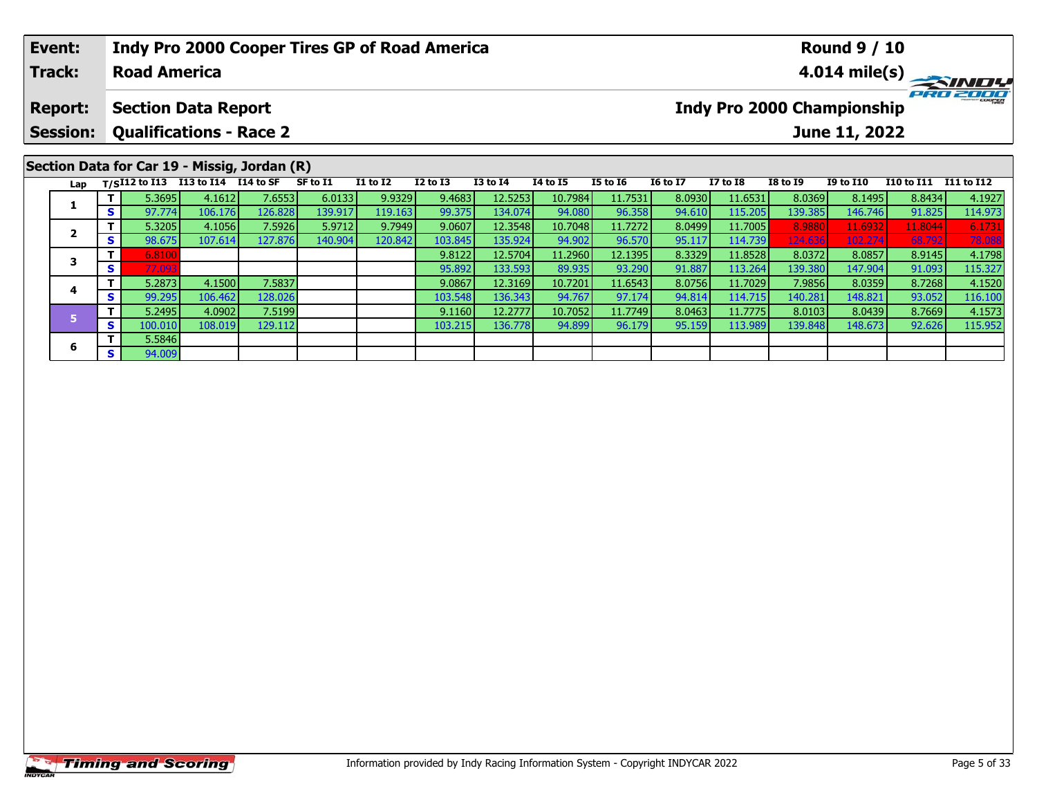| Event: | Indy Pro 2000 Cooper Tires GP of Road America | Round 9 / 10 |
|---|---|---|
| Track: | Road America | 4.014 mile(s) |
| Report: | Section Data Report | Indy Pro 2000 Championship |
| Session: | Qualifications - Race 2 | June 11, 2022 |

## Section Data for Car 19 - Missig, Jordan (R)

| Lap | T/S | I12 to I13 | I13 to I14 | I14 to SF | SF to I1 | I1 to I2 | I2 to I3 | I3 to I4 | I4 to I5 | I5 to I6 | I6 to I7 | I7 to I8 | I8 to I9 | I9 to I10 | I10 to I11 | I11 to I12 |
|---|---|---|---|---|---|---|---|---|---|---|---|---|---|---|---|---|
| 1 | T | 5.3695 | 4.1612 | 7.6553 | 6.0133 | 9.9329 | 9.4683 | 12.5253 | 10.7984 | 11.7531 | 8.0930 | 11.6531 | 8.0369 | 8.1495 | 8.8434 | 4.1927 |
| | S | 97.774 | 106.176 | 126.828 | 139.917 | 119.163 | 99.375 | 134.074 | 94.080 | 96.358 | 94.610 | 115.205 | 139.385 | 146.746 | 91.825 | 114.973 |
| 2 | T | 5.3205 | 4.1056 | 7.5926 | 5.9712 | 9.7949 | 9.0607 | 12.3548 | 10.7048 | 11.7272 | 8.0499 | 11.7005 | 8.9880 | 11.6932 | 11.8044 | 6.1731 |
| | S | 98.675 | 107.614 | 127.876 | 140.904 | 120.842 | 103.845 | 135.924 | 94.902 | 96.570 | 95.117 | 114.739 | 124.636 | 102.274 | 68.792 | 78.088 |
| 3 | T | 6.8100 | | | | | 9.8122 | 12.5704 | 11.2960 | 12.1395 | 8.3329 | 11.8528 | 8.0372 | 8.0857 | 8.9145 | 4.1798 |
| | S | 77.093 | | | | | 95.892 | 133.593 | 89.935 | 93.290 | 91.887 | 113.264 | 139.380 | 147.904 | 91.093 | 115.327 |
| 4 | T | 5.2873 | 4.1500 | 7.5837 | | | 9.0867 | 12.3169 | 10.7201 | 11.6543 | 8.0756 | 11.7029 | 7.9856 | 8.0359 | 8.7268 | 4.1520 |
| | S | 99.295 | 106.462 | 128.026 | | | 103.548 | 136.343 | 94.767 | 97.174 | 94.814 | 114.715 | 140.281 | 148.821 | 93.052 | 116.100 |
| 5 | T | 5.2495 | 4.0902 | 7.5199 | | | 9.1160 | 12.2777 | 10.7052 | 11.7749 | 8.0463 | 11.7775 | 8.0103 | 8.0439 | 8.7669 | 4.1573 |
| | S | 100.010 | 108.019 | 129.112 | | | 103.215 | 136.778 | 94.899 | 96.179 | 95.159 | 113.989 | 139.848 | 148.673 | 92.626 | 115.952 |
| 6 | T | 5.5846 | | | | | | | | | | | | | | |
| | S | 94.009 | | | | | | | | | | | | | | |

Information provided by Indy Racing Information System - Copyright INDYCAR 2022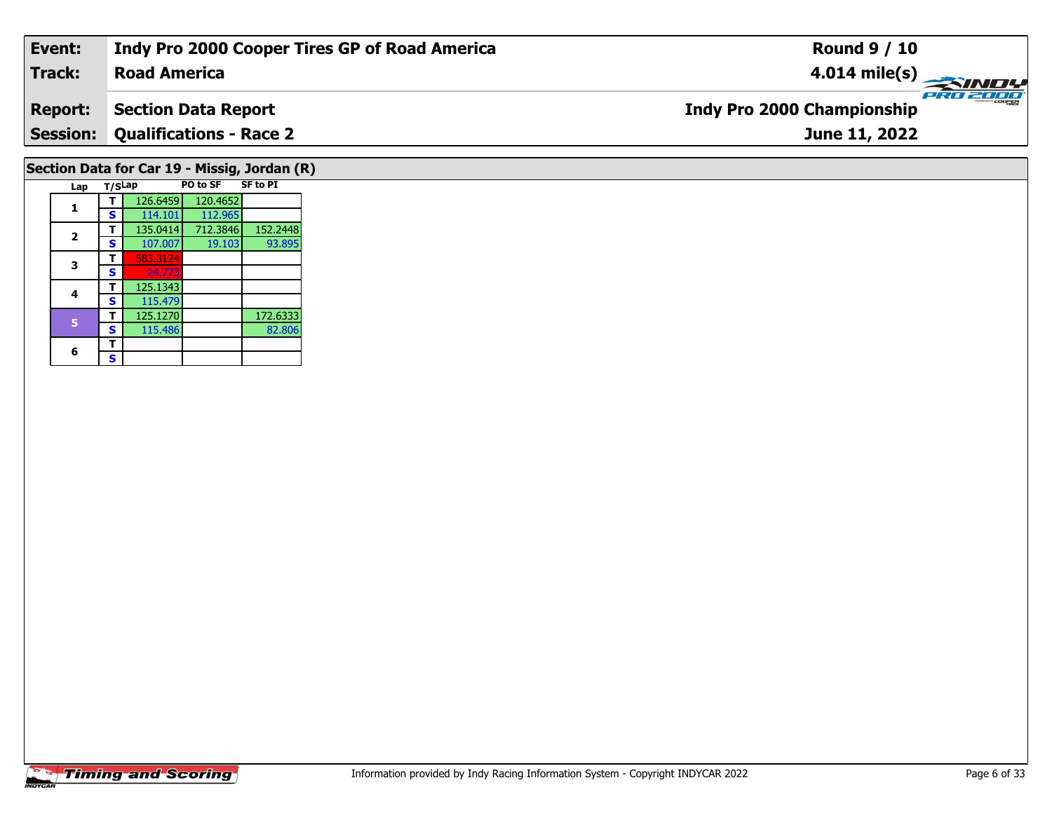| **Event:** | **Indy Pro 2000 Cooper Tires GP of Road America** | **Round 9 / 10** |
|---|---|---|
| **Track:** | **Road America** | **4.014 mile(s)** |
| **Report:** | **Section Data Report** | **Indy Pro 2000 Championship** |
| **Session:** | **Qualifications - Race 2** | **June 11, 2022** |

## Section Data for Car 19 - Missig, Jordan (R)

| Lap | T/S | Lap | PO to SF | SF to PI |
|---|---|---|---|---|
| 1 | T | 126.6459 | 120.4652 | |
| | S | 114.101 | 112.965 | |
| 2 | T | 135.0414 | 712.3846 | 152.2448 |
| | S | 107.007 | 19.103 | 93.895 |
| 3 | T | 583.3124 | | |
| | S | 24.773 | | |
| 4 | T | 125.1343 | | |
| | S | 115.479 | | |
| 5 | T | 125.1270 | | 172.6333 |
| | S | 115.486 | | 82.806 |
| 6 | T | | | |
| | S | | | |

Information provided by Indy Racing Information System - Copyright INDYCAR 2022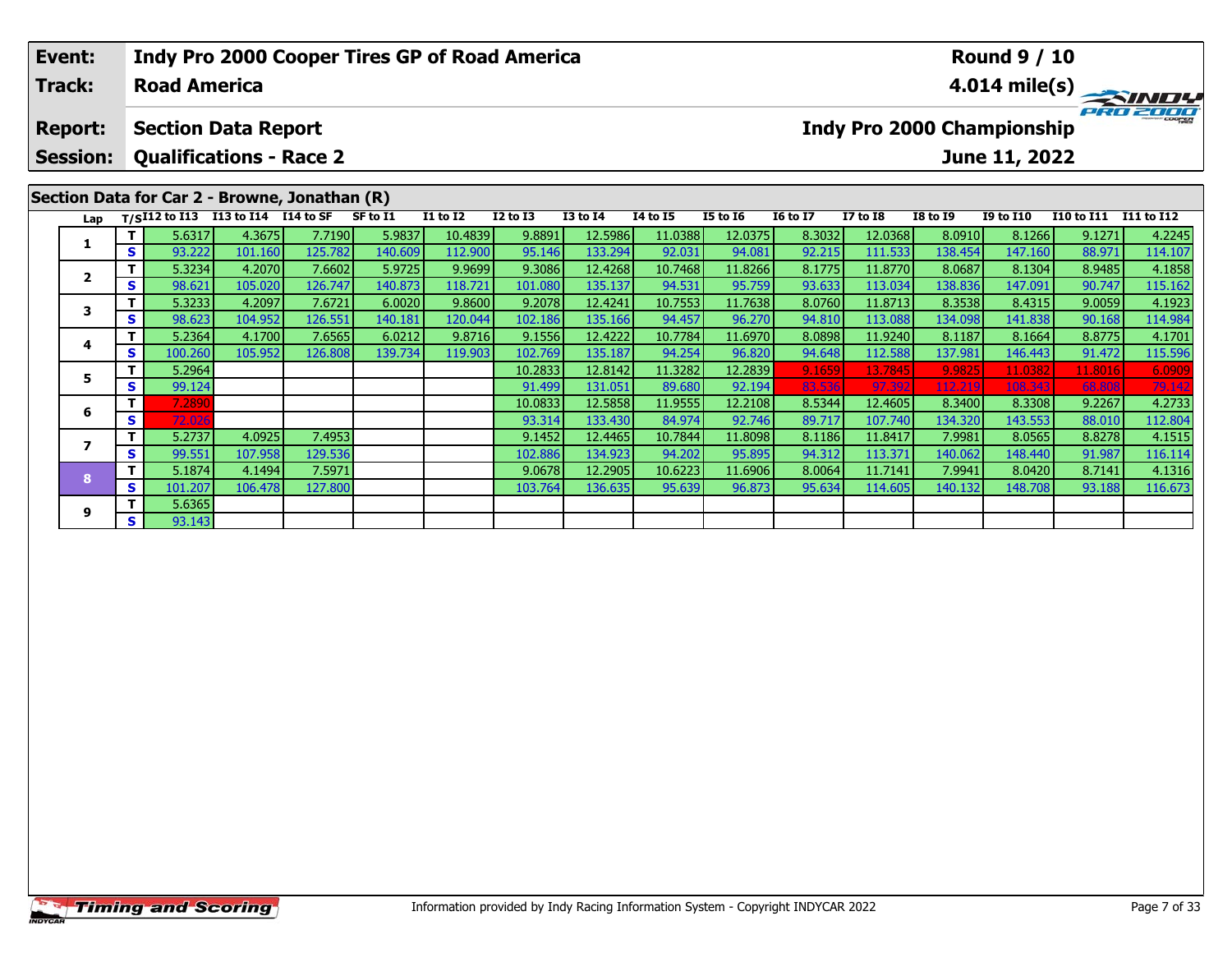| Event: | Indy Pro 2000 Cooper Tires GP of Road America | Round 9 / 10 |
|---|---|---|
| Track: | Road America | 4.014 mile(s) |
| Report: | Section Data Report | Indy Pro 2000 Championship |
| Session: | Qualifications - Race 2 | June 11, 2022 |

## Section Data for Car 2 - Browne, Jonathan (R)

| Lap | T/S | I12 to I13 | I13 to I14 | I14 to SF | SF to I1 | I1 to I2 | I2 to I3 | I3 to I4 | I4 to I5 | I5 to I6 | I6 to I7 | I7 to I8 | I8 to I9 | I9 to I10 | I10 to I11 | I11 to I12 |
|---|---|---|---|---|---|---|---|---|---|---|---|---|---|---|---|---|
| 1 | T | 5.6317 | 4.3675 | 7.7190 | 5.9837 | 10.4839 | 9.8891 | 12.5986 | 11.0388 | 12.0375 | 8.3032 | 12.0368 | 8.0910 | 8.1266 | 9.1271 | 4.2245 |
| | S | 93.222 | 101.160 | 125.782 | 140.609 | 112.900 | 95.146 | 133.294 | 92.031 | 94.081 | 92.215 | 111.533 | 138.454 | 147.160 | 88.971 | 114.107 |
| 2 | T | 5.3234 | 4.2070 | 7.6602 | 5.9725 | 9.9699 | 9.3086 | 12.4268 | 10.7468 | 11.8266 | 8.1775 | 11.8770 | 8.0687 | 8.1304 | 8.9485 | 4.1858 |
| | S | 98.621 | 105.020 | 126.747 | 140.873 | 118.721 | 101.080 | 135.137 | 94.531 | 95.759 | 93.633 | 113.034 | 138.836 | 147.091 | 90.747 | 115.162 |
| 3 | T | 5.3233 | 4.2097 | 7.6721 | 6.0020 | 9.8600 | 9.2078 | 12.4241 | 10.7553 | 11.7638 | 8.0760 | 11.8713 | 8.3538 | 8.4315 | 9.0059 | 4.1923 |
| | S | 98.623 | 104.952 | 126.551 | 140.181 | 120.044 | 102.186 | 135.166 | 94.457 | 96.270 | 94.810 | 113.088 | 134.098 | 141.838 | 90.168 | 114.984 |
| 4 | T | 5.2364 | 4.1700 | 7.6565 | 6.0212 | 9.8716 | 9.1556 | 12.4222 | 10.7784 | 11.6970 | 8.0898 | 11.9240 | 8.1187 | 8.1664 | 8.8775 | 4.1701 |
| | S | 100.260 | 105.952 | 126.808 | 139.734 | 119.903 | 102.769 | 135.187 | 94.254 | 96.820 | 94.648 | 112.588 | 137.981 | 146.443 | 91.472 | 115.596 |
| 5 | T | 5.2964 | | | | | 10.2833 | 12.8142 | 11.3282 | 12.2839 | 9.1659 | 13.7845 | 9.9825 | 11.0382 | 11.8016 | 6.0909 |
| | S | 99.124 | | | | | 91.499 | 131.051 | 89.680 | 92.194 | 83.536 | 97.392 | 112.219 | 108.343 | 68.808 | 79.142 |
| 6 | T | 7.2890 | | | | | 10.0833 | 12.5858 | 11.9555 | 12.2108 | 8.5344 | 12.4605 | 8.3400 | 8.3308 | 9.2267 | 4.2733 |
| | S | 72.026 | | | | | 93.314 | 133.430 | 84.974 | 92.746 | 89.717 | 107.740 | 134.320 | 143.553 | 88.010 | 112.804 |
| 7 | T | 5.2737 | 4.0925 | 7.4953 | | | 9.1452 | 12.4465 | 10.7844 | 11.8098 | 8.1186 | 11.8417 | 7.9981 | 8.0565 | 8.8278 | 4.1515 |
| | S | 99.551 | 107.958 | 129.536 | | | 102.886 | 134.923 | 94.202 | 95.895 | 94.312 | 113.371 | 140.062 | 148.440 | 91.987 | 116.114 |
| 8 | T | 5.1874 | 4.1494 | 7.5971 | | | 9.0678 | 12.2905 | 10.6223 | 11.6906 | 8.0064 | 11.7141 | 7.9941 | 8.0420 | 8.7141 | 4.1316 |
| | S | 101.207 | 106.478 | 127.800 | | | 103.764 | 136.635 | 95.639 | 96.873 | 95.634 | 114.605 | 140.132 | 148.708 | 93.188 | 116.673 |
| 9 | T | 5.6365 | | | | | | | | | | | | | | |
| | S | 93.143 | | | | | | | | | | | | | | |

Information provided by Indy Racing Information System - Copyright INDYCAR 2022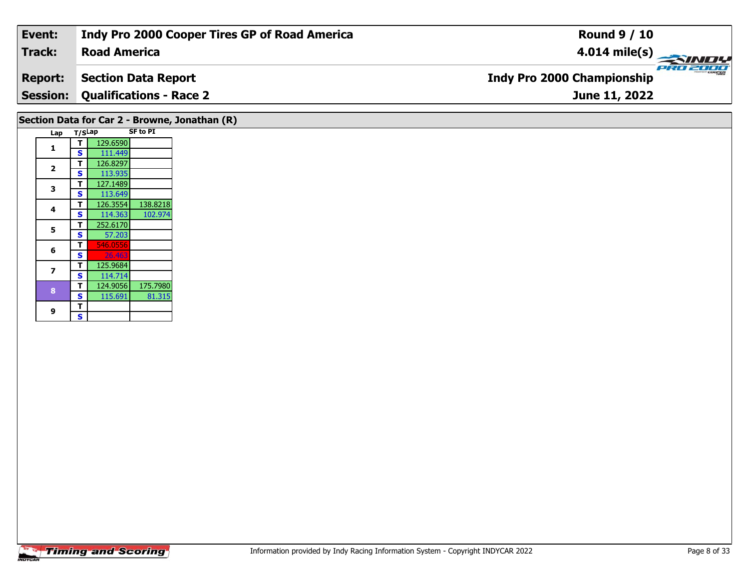| Event: | Indy Pro 2000 Cooper Tires GP of Road America | Round 9 / 10 |
|---|---|---|
| Track: | Road America | 4.014 mile(s) |
| Report: | Section Data Report | Indy Pro 2000 Championship |
| Session: | Qualifications - Race 2 | June 11, 2022 |

## Section Data for Car 2 - Browne, Jonathan (R)

| Lap | T/S | Lap | SF to PI |
|---|---|---|---|
| 1 | T | 129.6590 | |
| | S | 111.449 | |
| 2 | T | 126.8297 | |
| | S | 113.935 | |
| 3 | T | 127.1489 | |
| | S | 113.649 | |
| 4 | T | 126.3554 | 138.8218 |
| | S | 114.363 | 102.974 |
| 5 | T | 252.6170 | |
| | S | 57.203 | |
| 6 | T | 546.0556 | |
| | S | 26.463 | |
| 7 | T | 125.9684 | |
| | S | 114.714 | |
| 8 | T | 124.9056 | 175.7980 |
| | S | 115.691 | 81.315 |
| 9 | T | | |
| | S | | |

Information provided by Indy Racing Information System - Copyright INDYCAR 2022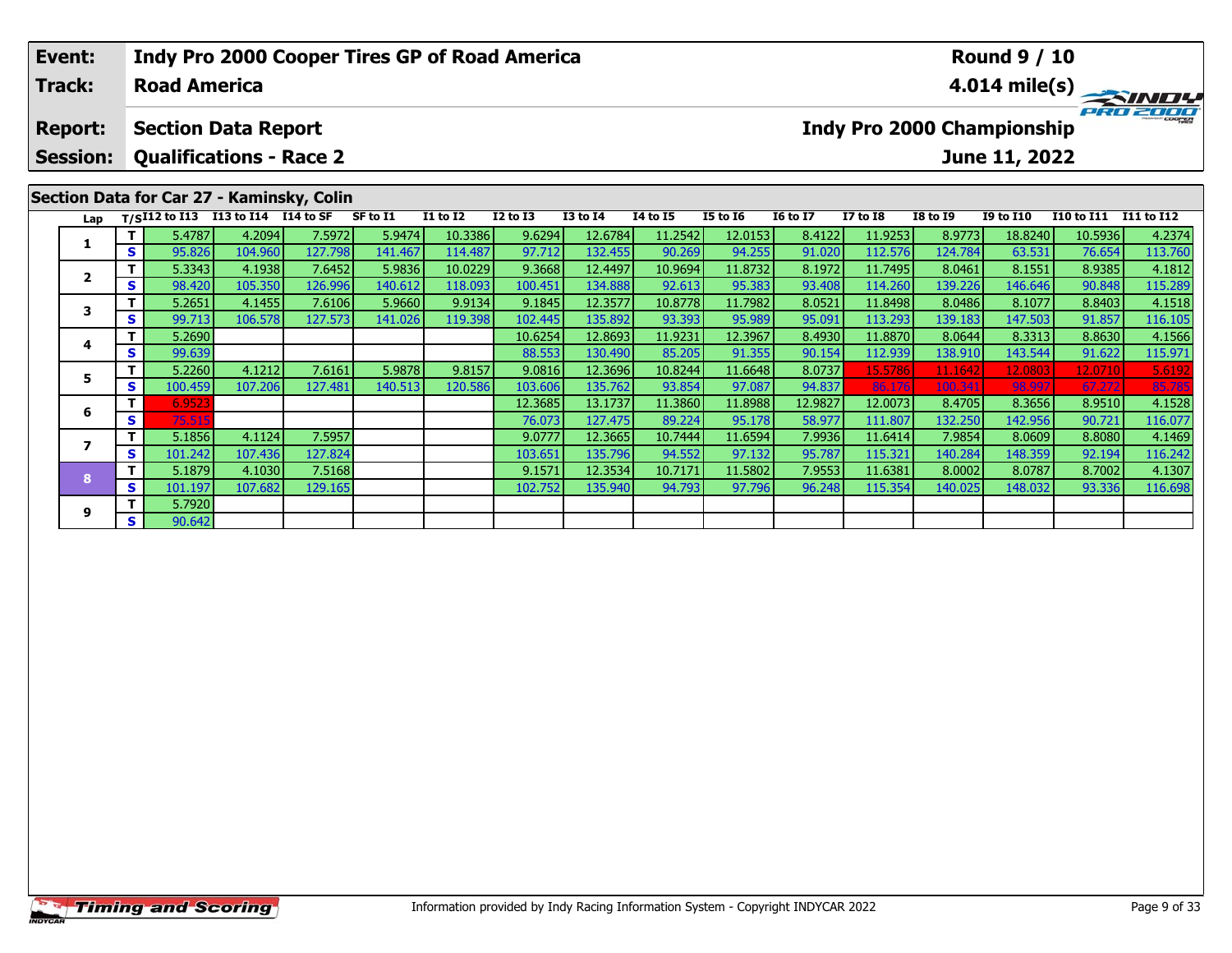| Event: | Indy Pro 2000 Cooper Tires GP of Road America | Round 9 / 10 |
|---|---|---|
| Track: | Road America | 4.014 mile(s) |
| Report: | Section Data Report | Indy Pro 2000 Championship |
| Session: | Qualifications - Race 2 | June 11, 2022 |

## Section Data for Car 27 - Kaminsky, Colin

| Lap | T/S | I12 to I13 | I13 to I14 | I14 to SF | SF to I1 | I1 to I2 | I2 to I3 | I3 to I4 | I4 to I5 | I5 to I6 | I6 to I7 | I7 to I8 | I8 to I9 | I9 to I10 | I10 to I11 | I11 to I12 |
|---|---|---|---|---|---|---|---|---|---|---|---|---|---|---|---|---|
| 1 | T | 5.4787 | 4.2094 | 7.5972 | 5.9474 | 10.3386 | 9.6294 | 12.6784 | 11.2542 | 12.0153 | 8.4122 | 11.9253 | 8.9773 | 18.8240 | 10.5936 | 4.2374 |
| | S | 95.826 | 104.960 | 127.798 | 141.467 | 114.487 | 97.712 | 132.455 | 90.269 | 94.255 | 91.020 | 112.576 | 124.784 | 63.531 | 76.654 | 113.760 |
| 2 | T | 5.3343 | 4.1938 | 7.6452 | 5.9836 | 10.0229 | 9.3668 | 12.4497 | 10.9694 | 11.8732 | 8.1972 | 11.7495 | 8.0461 | 8.1551 | 8.9385 | 4.1812 |
| | S | 98.420 | 105.350 | 126.996 | 140.612 | 118.093 | 100.451 | 134.888 | 92.613 | 95.383 | 93.408 | 114.260 | 139.226 | 146.646 | 90.848 | 115.289 |
| 3 | T | 5.2651 | 4.1455 | 7.6106 | 5.9660 | 9.9134 | 9.1845 | 12.3577 | 10.8778 | 11.7982 | 8.0521 | 11.8498 | 8.0486 | 8.1077 | 8.8403 | 4.1518 |
| | S | 99.713 | 106.578 | 127.573 | 141.026 | 119.398 | 102.445 | 135.892 | 93.393 | 95.989 | 95.091 | 113.293 | 139.183 | 147.503 | 91.857 | 116.105 |
| 4 | T | 5.2690 | | | | | 10.6254 | 12.8693 | 11.9231 | 12.3967 | 8.4930 | 11.8870 | 8.0644 | 8.3313 | 8.8630 | 4.1566 |
| | S | 99.639 | | | | | 88.553 | 130.490 | 85.205 | 91.355 | 90.154 | 112.939 | 138.910 | 143.544 | 91.622 | 115.971 |
| 5 | T | 5.2260 | 4.1212 | 7.6161 | 5.9878 | 9.8157 | 9.0816 | 12.3696 | 10.8244 | 11.6648 | 8.0737 | 15.5786 | 11.1642 | 12.0803 | 12.0710 | 5.6192 |
| | S | 100.459 | 107.206 | 127.481 | 140.513 | 120.586 | 103.606 | 135.762 | 93.854 | 97.087 | 94.837 | 86.176 | 100.341 | 98.997 | 67.272 | 85.785 |
| 6 | T | 6.9523 | | | | | 12.3685 | 13.1737 | 11.3860 | 11.8988 | 12.9827 | 12.0073 | 8.4705 | 8.3656 | 8.9510 | 4.1528 |
| | S | 75.515 | | | | | 76.073 | 127.475 | 89.224 | 95.178 | 58.977 | 111.807 | 132.250 | 142.956 | 90.721 | 116.077 |
| 7 | T | 5.1856 | 4.1124 | 7.5957 | | | 9.0777 | 12.3665 | 10.7444 | 11.6594 | 7.9936 | 11.6414 | 7.9854 | 8.0609 | 8.8080 | 4.1469 |
| | S | 101.242 | 107.436 | 127.824 | | | 103.651 | 135.796 | 94.552 | 97.132 | 95.787 | 115.321 | 140.284 | 148.359 | 92.194 | 116.242 |
| 8 | T | 5.1879 | 4.1030 | 7.5168 | | | 9.1571 | 12.3534 | 10.7171 | 11.5802 | 7.9553 | 11.6381 | 8.0002 | 8.0787 | 8.7002 | 4.1307 |
| | S | 101.197 | 107.682 | 129.165 | | | 102.752 | 135.940 | 94.793 | 97.796 | 96.248 | 115.354 | 140.025 | 148.032 | 93.336 | 116.698 |
| 9 | T | 5.7920 | | | | | | | | | | | | | | |
| | S | 90.642 | | | | | | | | | | | | | | |

Information provided by Indy Racing Information System - Copyright INDYCAR 2022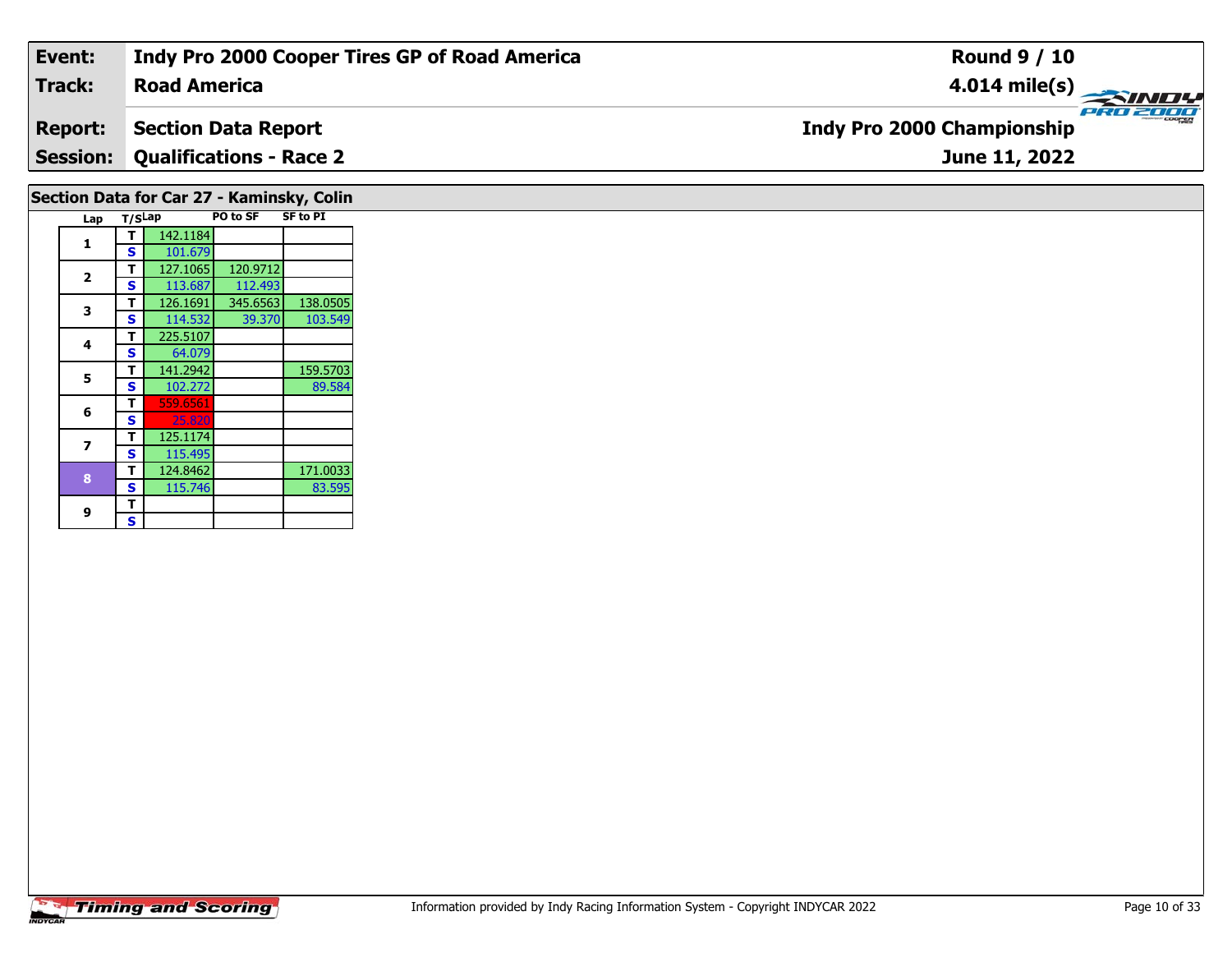| Event: | Indy Pro 2000 Cooper Tires GP of Road America | Round 9 / 10 |
|---|---|---|
| Track: | Road America | 4.014 mile(s) |
| Report: | Section Data Report | Indy Pro 2000 Championship |
| Session: | Qualifications - Race 2 | June 11, 2022 |

## Section Data for Car 27 - Kaminsky, Colin

| Lap | T/S | Lap | PO to SF | SF to PI |
|---|---|---|---|---|
| 1 | T | 142.1184 | | |
| | S | 101.679 | | |
| 2 | T | 127.1065 | 120.9712 | |
| | S | 113.687 | 112.493 | |
| 3 | T | 126.1691 | 345.6563 | 138.0505 |
| | S | 114.532 | 39.370 | 103.549 |
| 4 | T | 225.5107 | | |
| | S | 64.079 | | |
| 5 | T | 141.2942 | | 159.5703 |
| | S | 102.272 | | 89.584 |
| 6 | T | 559.6561 | | |
| | S | 25.820 | | |
| 7 | T | 125.1174 | | |
| | S | 115.495 | | |
| 8 | T | 124.8462 | | 171.0033 |
| | S | 115.746 | | 83.595 |
| 9 | T | | | |
| | S | | | |

Information provided by Indy Racing Information System - Copyright INDYCAR 2022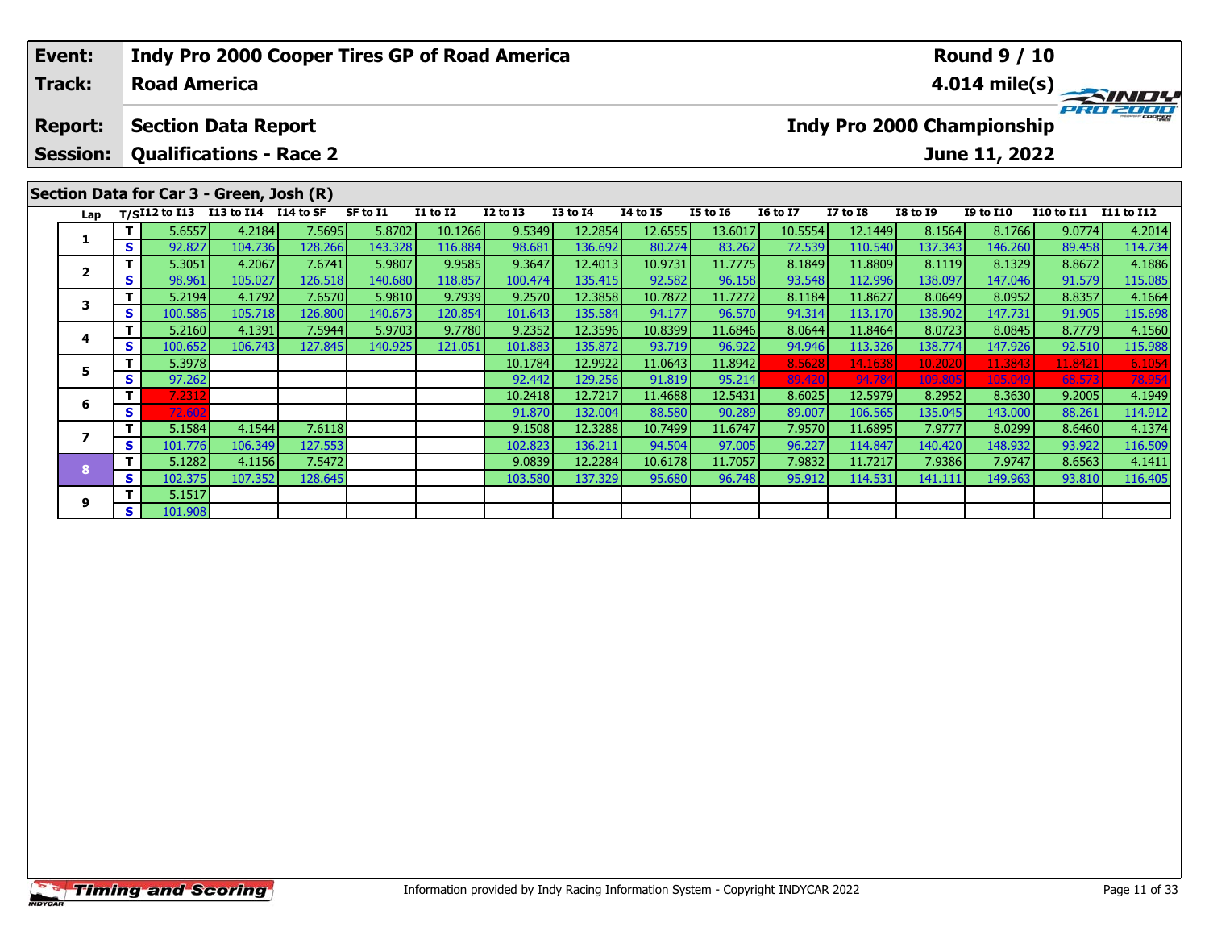| Event: | Indy Pro 2000 Cooper Tires GP of Road America | Round 9 / 10 |
|---|---|---|
| Track: | Road America | 4.014 mile(s) |
| Report: | Section Data Report | Indy Pro 2000 Championship |
| Session: | Qualifications - Race 2 | June 11, 2022 |

## Section Data for Car 3 - Green, Josh (R)

| Lap | T/S | I12 to I13 | I13 to I14 | I14 to SF | SF to I1 | I1 to I2 | I2 to I3 | I3 to I4 | I4 to I5 | I5 to I6 | I6 to I7 | I7 to I8 | I8 to I9 | I9 to I10 | I10 to I11 | I11 to I12 |
|---|---|---|---|---|---|---|---|---|---|---|---|---|---|---|---|---|
| 1 | T | 5.6557 | 4.2184 | 7.5695 | 5.8702 | 10.1266 | 9.5349 | 12.2854 | 12.6555 | 13.6017 | 10.5554 | 12.1449 | 8.1564 | 8.1766 | 9.0774 | 4.2014 |
| | S | 92.827 | 104.736 | 128.266 | 143.328 | 116.884 | 98.681 | 136.692 | 80.274 | 83.262 | 72.539 | 110.540 | 137.343 | 146.260 | 89.458 | 114.734 |
| 2 | T | 5.3051 | 4.2067 | 7.6741 | 5.9807 | 9.9585 | 9.3647 | 12.4013 | 10.9731 | 11.7775 | 8.1849 | 11.8809 | 8.1119 | 8.1329 | 8.8672 | 4.1886 |
| | S | 98.961 | 105.027 | 126.518 | 140.680 | 118.857 | 100.474 | 135.415 | 92.582 | 96.158 | 93.548 | 112.996 | 138.097 | 147.046 | 91.579 | 115.085 |
| 3 | T | 5.2194 | 4.1792 | 7.6570 | 5.9810 | 9.7939 | 9.2570 | 12.3858 | 10.7872 | 11.7272 | 8.1184 | 11.8627 | 8.0649 | 8.0952 | 8.8357 | 4.1664 |
| | S | 100.586 | 105.718 | 126.800 | 140.673 | 120.854 | 101.643 | 135.584 | 94.177 | 96.570 | 94.314 | 113.170 | 138.902 | 147.731 | 91.905 | 115.698 |
| 4 | T | 5.2160 | 4.1391 | 7.5944 | 5.9703 | 9.7780 | 9.2352 | 12.3596 | 10.8399 | 11.6846 | 8.0644 | 11.8464 | 8.0723 | 8.0845 | 8.7779 | 4.1560 |
| | S | 100.652 | 106.743 | 127.845 | 140.925 | 121.051 | 101.883 | 135.872 | 93.719 | 96.922 | 94.946 | 113.326 | 138.774 | 147.926 | 92.510 | 115.988 |
| 5 | T | 5.3978 | | | | | 10.1784 | 12.9922 | 11.0643 | 11.8942 | 8.5628 | 14.1638 | 10.2020 | 11.3843 | 11.8421 | 6.1054 |
| | S | 97.262 | | | | | 92.442 | 129.256 | 91.819 | 95.214 | 89.420 | 94.784 | 109.805 | 105.049 | 68.573 | 78.954 |
| 6 | T | 7.2312 | | | | | 10.2418 | 12.7217 | 11.4688 | 12.5431 | 8.6025 | 12.5979 | 8.2952 | 8.3630 | 9.2005 | 4.1949 |
| | S | 72.602 | | | | | 91.870 | 132.004 | 88.580 | 90.289 | 89.007 | 106.565 | 135.045 | 143.000 | 88.261 | 114.912 |
| 7 | T | 5.1584 | 4.1544 | 7.6118 | | | 9.1508 | 12.3288 | 10.7499 | 11.6747 | 7.9570 | 11.6895 | 7.9777 | 8.0299 | 8.6460 | 4.1374 |
| | S | 101.776 | 106.349 | 127.553 | | | 102.823 | 136.211 | 94.504 | 97.005 | 96.227 | 114.847 | 140.420 | 148.932 | 93.922 | 116.509 |
| 8 | T | 5.1282 | 4.1156 | 7.5472 | | | 9.0839 | 12.2284 | 10.6178 | 11.7057 | 7.9832 | 11.7217 | 7.9386 | 7.9747 | 8.6563 | 4.1411 |
| | S | 102.375 | 107.352 | 128.645 | | | 103.580 | 137.329 | 95.680 | 96.748 | 95.912 | 114.531 | 141.111 | 149.963 | 93.810 | 116.405 |
| 9 | T | 5.1517 | | | | | | | | | | | | | | |
| | S | 101.908 | | | | | | | | | | | | | | |

Information provided by Indy Racing Information System - Copyright INDYCAR 2022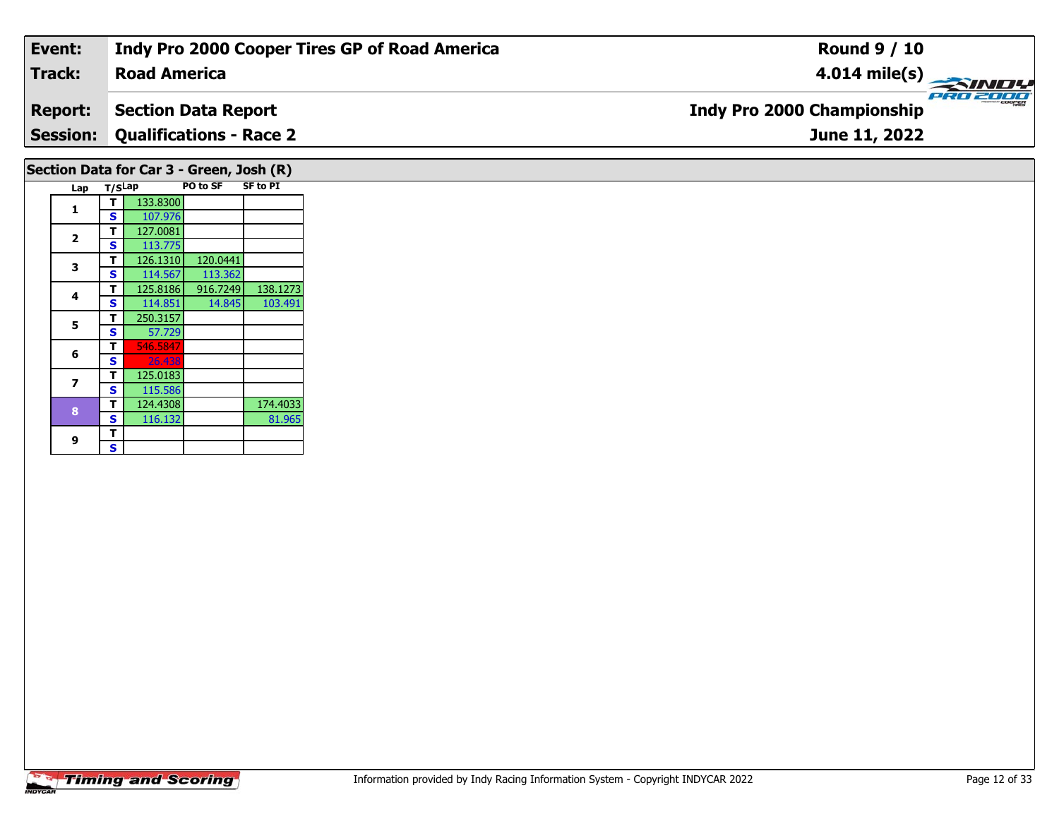| | | |
|---|---|---|
| **Event:** | **Indy Pro 2000 Cooper Tires GP of Road America** | **Round 9 / 10** |
| **Track:** | **Road America** | **4.014 mile(s)** |
| **Report:** | **Section Data Report** | **Indy Pro 2000 Championship** |
| **Session:** | **Qualifications - Race 2** | **June 11, 2022** |

## Section Data for Car 3 - Green, Josh (R)

| Lap | T/S | Lap | PO to SF | SF to PI |
|---|---|---|---|---|
| 1 | T | 133.8300 | | |
| | S | 107.976 | | |
| 2 | T | 127.0081 | | |
| | S | 113.775 | | |
| 3 | T | 126.1310 | 120.0441 | |
| | S | 114.567 | 113.362 | |
| 4 | T | 125.8186 | 916.7249 | 138.1273 |
| | S | 114.851 | 14.845 | 103.491 |
| 5 | T | 250.3157 | | |
| | S | 57.729 | | |
| 6 | T | 546.5847 | | |
| | S | 26.438 | | |
| 7 | T | 125.0183 | | |
| | S | 115.586 | | |
| 8 | T | 124.4308 | | 174.4033 |
| | S | 116.132 | | 81.965 |
| 9 | T | | | |
| | S | | | |

Information provided by Indy Racing Information System - Copyright INDYCAR 2022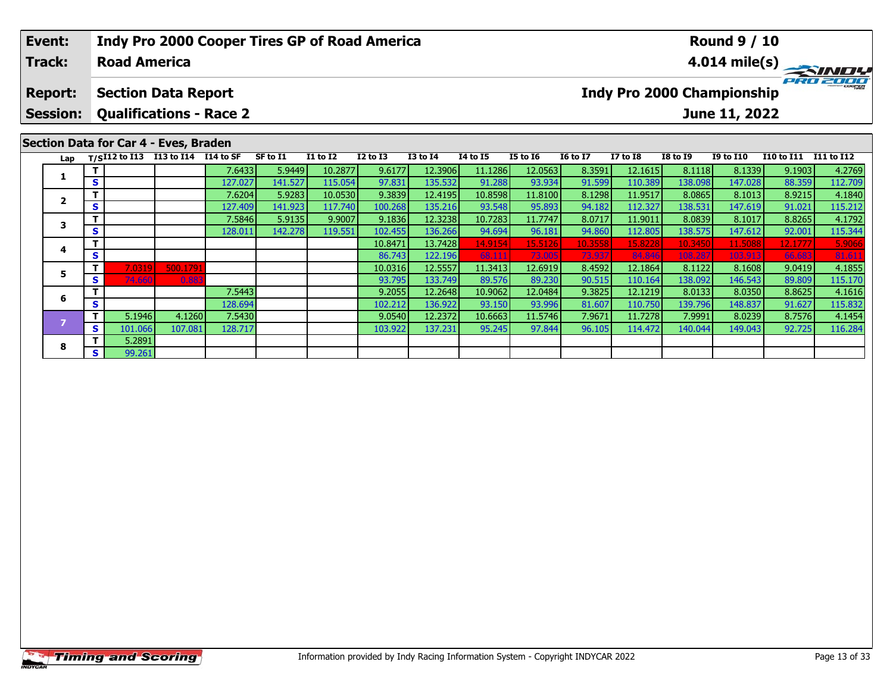| Event: | Indy Pro 2000 Cooper Tires GP of Road America | Round 9 / 10 |
|---|---|---|
| Track: | Road America | 4.014 mile(s) |
| Report: | Section Data Report | Indy Pro 2000 Championship |
| Session: | Qualifications - Race 2 | June 11, 2022 |

## Section Data for Car 4 - Eves, Braden

| Lap | T/S | I12 to I13 | I13 to I14 | I14 to SF | SF to I1 | I1 to I2 | I2 to I3 | I3 to I4 | I4 to I5 | I5 to I6 | I6 to I7 | I7 to I8 | I8 to I9 | I9 to I10 | I10 to I11 | I11 to I12 |
|---|---|---|---|---|---|---|---|---|---|---|---|---|---|---|---|---|
| 1 | T | | | 7.6433 | 5.9449 | 10.2877 | 9.6177 | 12.3906 | 11.1286 | 12.0563 | 8.3591 | 12.1615 | 8.1118 | 8.1339 | 9.1903 | 4.2769 |
| | S | | | 127.027 | 141.527 | 115.054 | 97.831 | 135.532 | 91.288 | 93.934 | 91.599 | 110.389 | 138.098 | 147.028 | 88.359 | 112.709 |
| 2 | T | | | 7.6204 | 5.9283 | 10.0530 | 9.3839 | 12.4195 | 10.8598 | 11.8100 | 8.1298 | 11.9517 | 8.0865 | 8.1013 | 8.9215 | 4.1840 |
| | S | | | 127.409 | 141.923 | 117.740 | 100.268 | 135.216 | 93.548 | 95.893 | 94.182 | 112.327 | 138.531 | 147.619 | 91.021 | 115.212 |
| 3 | T | | | 7.5846 | 5.9135 | 9.9007 | 9.1836 | 12.3238 | 10.7283 | 11.7747 | 8.0717 | 11.9011 | 8.0839 | 8.1017 | 8.8265 | 4.1792 |
| | S | | | 128.011 | 142.278 | 119.551 | 102.455 | 136.266 | 94.694 | 96.181 | 94.860 | 112.805 | 138.575 | 147.612 | 92.001 | 115.344 |
| 4 | T | | | | | | 10.8471 | 13.7428 | 14.9154 | 15.5126 | 10.3558 | 15.8228 | 10.3450 | 11.5088 | 12.1777 | 5.9066 |
| | S | | | | | | 86.743 | 122.196 | 68.111 | 73.005 | 73.937 | 84.846 | 108.287 | 103.913 | 66.683 | 81.611 |
| 5 | T | 7.0319 | 500.1791 | | | | 10.0316 | 12.5557 | 11.3413 | 12.6919 | 8.4592 | 12.1864 | 8.1122 | 8.1608 | 9.0419 | 4.1855 |
| | S | 74.660 | 0.883 | | | | 93.795 | 133.749 | 89.576 | 89.230 | 90.515 | 110.164 | 138.092 | 146.543 | 89.809 | 115.170 |
| 6 | T | | | 7.5443 | | | 9.2055 | 12.2648 | 10.9062 | 12.0484 | 9.3825 | 12.1219 | 8.0133 | 8.0350 | 8.8625 | 4.1616 |
| | S | | | 128.694 | | | 102.212 | 136.922 | 93.150 | 93.996 | 81.607 | 110.750 | 139.796 | 148.837 | 91.627 | 115.832 |
| 7 | T | 5.1946 | 4.1260 | 7.5430 | | | 9.0540 | 12.2372 | 10.6663 | 11.5746 | 7.9671 | 11.7278 | 7.9991 | 8.0239 | 8.7576 | 4.1454 |
| | S | 101.066 | 107.081 | 128.717 | | | 103.922 | 137.231 | 95.245 | 97.844 | 96.105 | 114.472 | 140.044 | 149.043 | 92.725 | 116.284 |
| 8 | T | 5.2891 | | | | | | | | | | | | | | |
| | S | 99.261 | | | | | | | | | | | | | | |

Information provided by Indy Racing Information System - Copyright INDYCAR 2022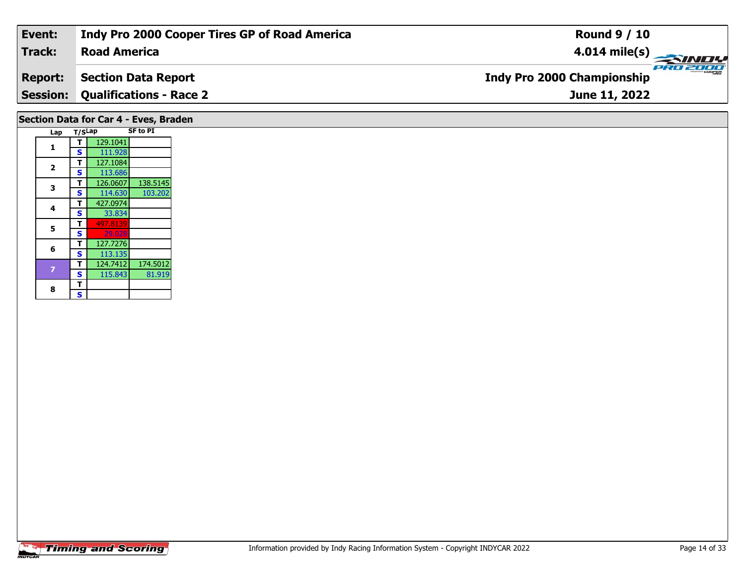| **Event:** | **Indy Pro 2000 Cooper Tires GP of Road America** | **Round 9 / 10** |
|---|---|---|
| **Track:** | **Road America** | **4.014 mile(s)** |
| **Report:** | **Section Data Report** | **Indy Pro 2000 Championship** |
| **Session:** | **Qualifications - Race 2** | **June 11, 2022** |

## Section Data for Car 4 - Eves, Braden

| Lap | T/S | Lap | SF to PI |
|---|---|---|---|
| 1 | T | 129.1041 | |
| | S | 111.928 | |
| 2 | T | 127.1084 | |
| | S | 113.686 | |
| 3 | T | 126.0607 | 138.5145 |
| | S | 114.630 | 103.202 |
| 4 | T | 427.0974 | |
| | S | 33.834 | |
| 5 | T | 497.8139 | |
| | S | 29.028 | |
| 6 | T | 127.7276 | |
| | S | 113.135 | |
| 7 | T | 124.7412 | 174.5012 |
| | S | 115.843 | 81.919 |
| 8 | T | | |
| | S | | |

Information provided by Indy Racing Information System - Copyright INDYCAR 2022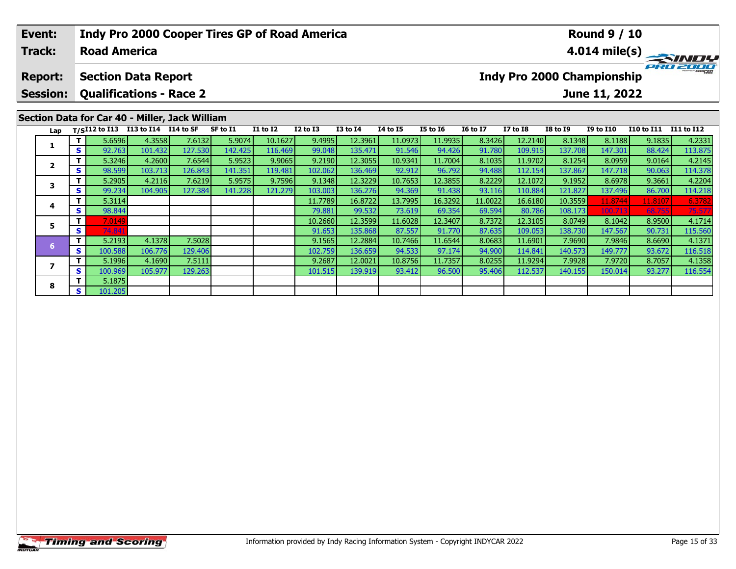| Event: | Indy Pro 2000 Cooper Tires GP of Road America | Round 9 / 10 |
|---|---|---|
| Track: | Road America | 4.014 mile(s) |
| Report: | Section Data Report | Indy Pro 2000 Championship |
| Session: | Qualifications - Race 2 | June 11, 2022 |

## Section Data for Car 40 - Miller, Jack William

| Lap | T/S | I12 to I13 | I13 to I14 | I14 to SF | SF to I1 | I1 to I2 | I2 to I3 | I3 to I4 | I4 to I5 | I5 to I6 | I6 to I7 | I7 to I8 | I8 to I9 | I9 to I10 | I10 to I11 | I11 to I12 |
|---|---|---|---|---|---|---|---|---|---|---|---|---|---|---|---|---|
| 1 | T | 5.6596 | 4.3558 | 7.6132 | 5.9074 | 10.1627 | 9.4995 | 12.3961 | 11.0973 | 11.9935 | 8.3426 | 12.2140 | 8.1348 | 8.1188 | 9.1835 | 4.2331 |
| | S | 92.763 | 101.432 | 127.530 | 142.425 | 116.469 | 99.048 | 135.471 | 91.546 | 94.426 | 91.780 | 109.915 | 137.708 | 147.301 | 88.424 | 113.875 |
| 2 | T | 5.3246 | 4.2600 | 7.6544 | 5.9523 | 9.9065 | 9.2190 | 12.3055 | 10.9341 | 11.7004 | 8.1035 | 11.9702 | 8.1254 | 8.0959 | 9.0164 | 4.2145 |
| | S | 98.599 | 103.713 | 126.843 | 141.351 | 119.481 | 102.062 | 136.469 | 92.912 | 96.792 | 94.488 | 112.154 | 137.867 | 147.718 | 90.063 | 114.378 |
| 3 | T | 5.2905 | 4.2116 | 7.6219 | 5.9575 | 9.7596 | 9.1348 | 12.3229 | 10.7653 | 12.3855 | 8.2229 | 12.1072 | 9.1952 | 8.6978 | 9.3661 | 4.2204 |
| | S | 99.234 | 104.905 | 127.384 | 141.228 | 121.279 | 103.003 | 136.276 | 94.369 | 91.438 | 93.116 | 110.884 | 121.827 | 137.496 | 86.700 | 114.218 |
| 4 | T | 5.3114 | | | | | 11.7789 | 16.8722 | 13.7995 | 16.3292 | 11.0022 | 16.6180 | 10.3559 | 11.8744 | 11.8107 | 6.3782 |
| | S | 98.844 | | | | | 79.881 | 99.532 | 73.619 | 69.354 | 69.594 | 80.786 | 108.173 | 100.713 | 68.755 | 75.577 |
| 5 | T | 7.0149 | | | | | 10.2660 | 12.3599 | 11.6028 | 12.3407 | 8.7372 | 12.3105 | 8.0749 | 8.1042 | 8.9500 | 4.1714 |
| | S | 74.841 | | | | | 91.653 | 135.868 | 87.557 | 91.770 | 87.635 | 109.053 | 138.730 | 147.567 | 90.731 | 115.560 |
| 6 | T | 5.2193 | 4.1378 | 7.5028 | | | 9.1565 | 12.2884 | 10.7466 | 11.6544 | 8.0683 | 11.6901 | 7.9690 | 7.9846 | 8.6690 | 4.1371 |
| | S | 100.588 | 106.776 | 129.406 | | | 102.759 | 136.659 | 94.533 | 97.174 | 94.900 | 114.841 | 140.573 | 149.777 | 93.672 | 116.518 |
| 7 | T | 5.1996 | 4.1690 | 7.5111 | | | 9.2687 | 12.0021 | 10.8756 | 11.7357 | 8.0255 | 11.9294 | 7.9928 | 7.9720 | 8.7057 | 4.1358 |
| | S | 100.969 | 105.977 | 129.263 | | | 101.515 | 139.919 | 93.412 | 96.500 | 95.406 | 112.537 | 140.155 | 150.014 | 93.277 | 116.554 |
| 8 | T | 5.1875 | | | | | | | | | | | | | | |
| | S | 101.205 | | | | | | | | | | | | | | |

Information provided by Indy Racing Information System - Copyright INDYCAR 2022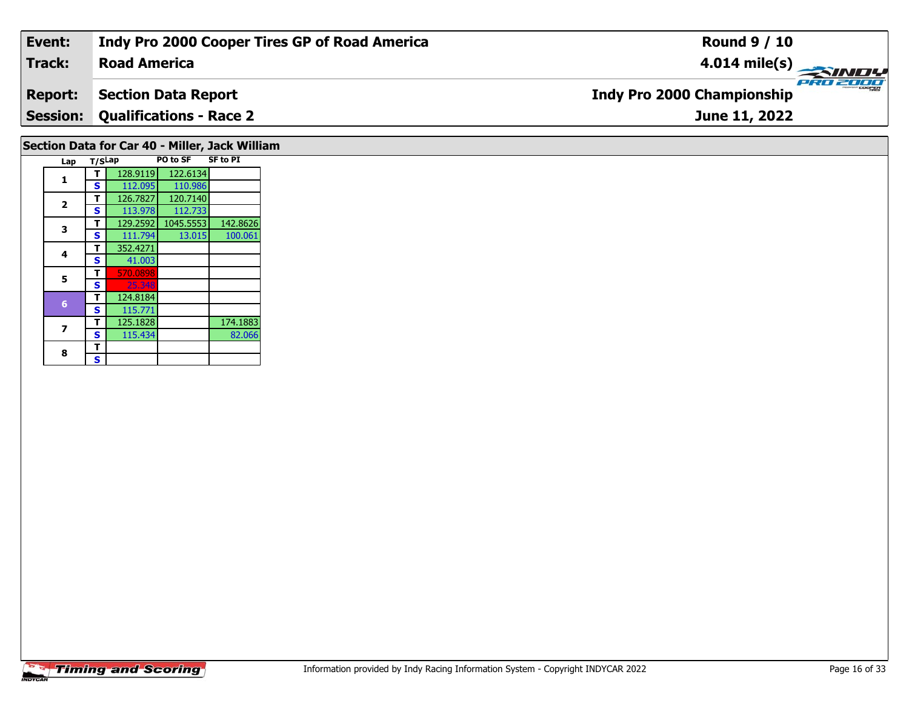| **Event:** | **Indy Pro 2000 Cooper Tires GP of Road America** | **Round 9 / 10** |
|---|---|---|
| **Track:** | **Road America** | **4.014 mile(s)** |
| **Report:** | **Section Data Report** | **Indy Pro 2000 Championship** |
| **Session:** | **Qualifications - Race 2** | **June 11, 2022** |

## Section Data for Car 40 - Miller, Jack William

| Lap | T/S | Lap | PO to SF | SF to PI |
|---|---|---|---|---|
| 1 | T | 128.9119 | 122.6134 | |
| | S | 112.095 | 110.986 | |
| 2 | T | 126.7827 | 120.7140 | |
| | S | 113.978 | 112.733 | |
| 3 | T | 129.2592 | 1045.5553 | 142.8626 |
| | S | 111.794 | 13.015 | 100.061 |
| 4 | T | 352.4271 | | |
| | S | 41.003 | | |
| 5 | T | 570.0898 | | |
| | S | 25.348 | | |
| 6 | T | 124.8184 | | |
| | S | 115.771 | | |
| 7 | T | 125.1828 | | 174.1883 |
| | S | 115.434 | | 82.066 |
| 8 | T | | | |
| | S | | | |

Information provided by Indy Racing Information System - Copyright INDYCAR 2022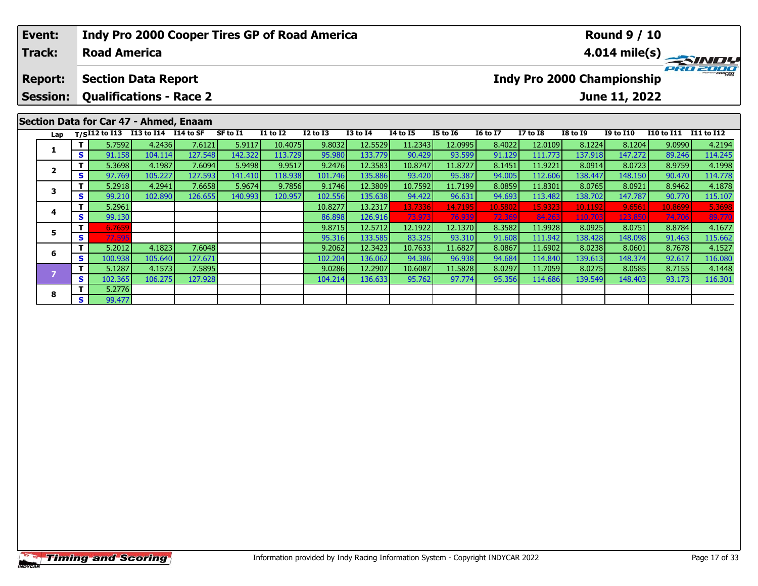| Event: | Indy Pro 2000 Cooper Tires GP of Road America | Round 9 / 10 |
|---|---|---|
| Track: | Road America | 4.014 mile(s) |
| Report: | Section Data Report | Indy Pro 2000 Championship |
| Session: | Qualifications - Race 2 | June 11, 2022 |

## Section Data for Car 47 - Ahmed, Enaam

| Lap | T/S | I12 to I13 | I13 to I14 | I14 to SF | SF to I1 | I1 to I2 | I2 to I3 | I3 to I4 | I4 to I5 | I5 to I6 | I6 to I7 | I7 to I8 | I8 to I9 | I9 to I10 | I10 to I11 | I11 to I12 |
|---|---|---|---|---|---|---|---|---|---|---|---|---|---|---|---|---|
| 1 | T | 5.7592 | 4.2436 | 7.6121 | 5.9117 | 10.4075 | 9.8032 | 12.5529 | 11.2343 | 12.0995 | 8.4022 | 12.0109 | 8.1224 | 8.1204 | 9.0990 | 4.2194 |
| | S | 91.158 | 104.114 | 127.548 | 142.322 | 113.729 | 95.980 | 133.779 | 90.429 | 93.599 | 91.129 | 111.773 | 137.918 | 147.272 | 89.246 | 114.245 |
| 2 | T | 5.3698 | 4.1987 | 7.6094 | 5.9498 | 9.9517 | 9.2476 | 12.3583 | 10.8747 | 11.8727 | 8.1451 | 11.9221 | 8.0914 | 8.0723 | 8.9759 | 4.1998 |
| | S | 97.769 | 105.227 | 127.593 | 141.410 | 118.938 | 101.746 | 135.886 | 93.420 | 95.387 | 94.005 | 112.606 | 138.447 | 148.150 | 90.470 | 114.778 |
| 3 | T | 5.2918 | 4.2941 | 7.6658 | 5.9674 | 9.7856 | 9.1746 | 12.3809 | 10.7592 | 11.7199 | 8.0859 | 11.8301 | 8.0765 | 8.0921 | 8.9462 | 4.1878 |
| | S | 99.210 | 102.890 | 126.655 | 140.993 | 120.957 | 102.556 | 135.638 | 94.422 | 96.631 | 94.693 | 113.482 | 138.702 | 147.787 | 90.770 | 115.107 |
| 4 | T | 5.2961 | | | | | 10.8277 | 13.2317 | 13.7336 | 14.7195 | 10.5802 | 15.9323 | 10.1192 | 9.6561 | 10.8699 | 5.3698 |
| | S | 99.130 | | | | | 86.898 | 126.916 | 73.973 | 76.939 | 72.369 | 84.263 | 110.703 | 123.850 | 74.706 | 89.770 |
| 5 | T | 6.7659 | | | | | 9.8715 | 12.5712 | 12.1922 | 12.1370 | 8.3582 | 11.9928 | 8.0925 | 8.0751 | 8.8784 | 4.1677 |
| | S | 77.595 | | | | | 95.316 | 133.585 | 83.325 | 93.310 | 91.608 | 111.942 | 138.428 | 148.098 | 91.463 | 115.662 |
| 6 | T | 5.2012 | 4.1823 | 7.6048 | | | 9.2062 | 12.3423 | 10.7633 | 11.6827 | 8.0867 | 11.6902 | 8.0238 | 8.0601 | 8.7678 | 4.1527 |
| | S | 100.938 | 105.640 | 127.671 | | | 102.204 | 136.062 | 94.386 | 96.938 | 94.684 | 114.840 | 139.613 | 148.374 | 92.617 | 116.080 |
| 7 | T | 5.1287 | 4.1573 | 7.5895 | | | 9.0286 | 12.2907 | 10.6087 | 11.5828 | 8.0297 | 11.7059 | 8.0275 | 8.0585 | 8.7155 | 4.1448 |
| | S | 102.365 | 106.275 | 127.928 | | | 104.214 | 136.633 | 95.762 | 97.774 | 95.356 | 114.686 | 139.549 | 148.403 | 93.173 | 116.301 |
| 8 | T | 5.2776 | | | | | | | | | | | | | | |
| | S | 99.477 | | | | | | | | | | | | | | |

Information provided by Indy Racing Information System - Copyright INDYCAR 2022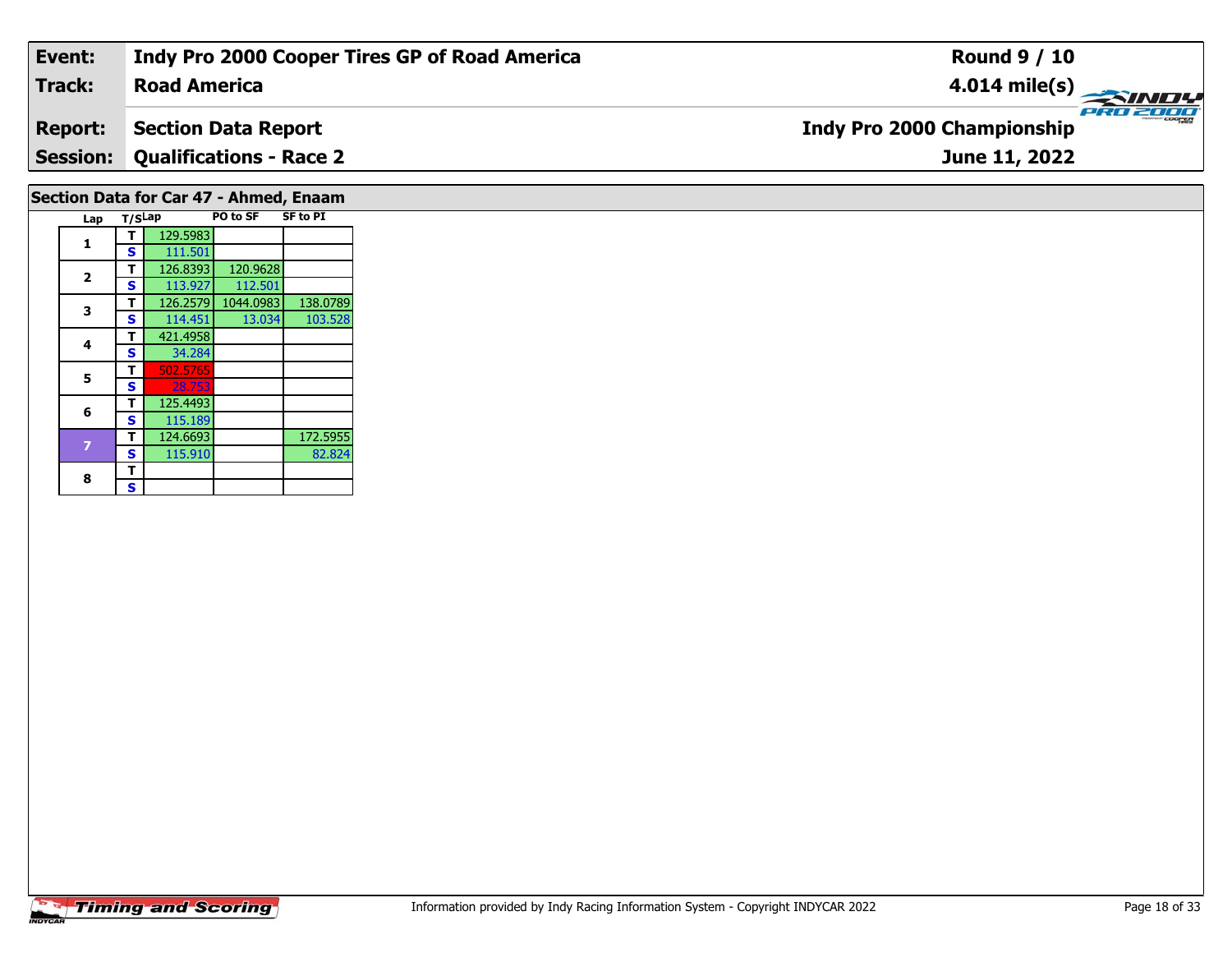| Event: | Indy Pro 2000 Cooper Tires GP of Road America | Round 9 / 10 |
|---|---|---|
| Track: | Road America | 4.014 mile(s) |
| Report: | Section Data Report | Indy Pro 2000 Championship |
| Session: | Qualifications - Race 2 | June 11, 2022 |

## Section Data for Car 47 - Ahmed, Enaam

| Lap | T/S | Lap | PO to SF | SF to PI |
|---|---|---|---|---|
| 1 | T | 129.5983 | | |
| | S | 111.501 | | |
| 2 | T | 126.8393 | 120.9628 | |
| | S | 113.927 | 112.501 | |
| 3 | T | 126.2579 | 1044.0983 | 138.0789 |
| | S | 114.451 | 13.034 | 103.528 |
| 4 | T | 421.4958 | | |
| | S | 34.284 | | |
| 5 | T | 502.5765 | | |
| | S | 28.753 | | |
| 6 | T | 125.4493 | | |
| | S | 115.189 | | |
| 7 | T | 124.6693 | | 172.5955 |
| | S | 115.910 | | 82.824 |
| 8 | T | | | |
| | S | | | |

Information provided by Indy Racing Information System - Copyright INDYCAR 2022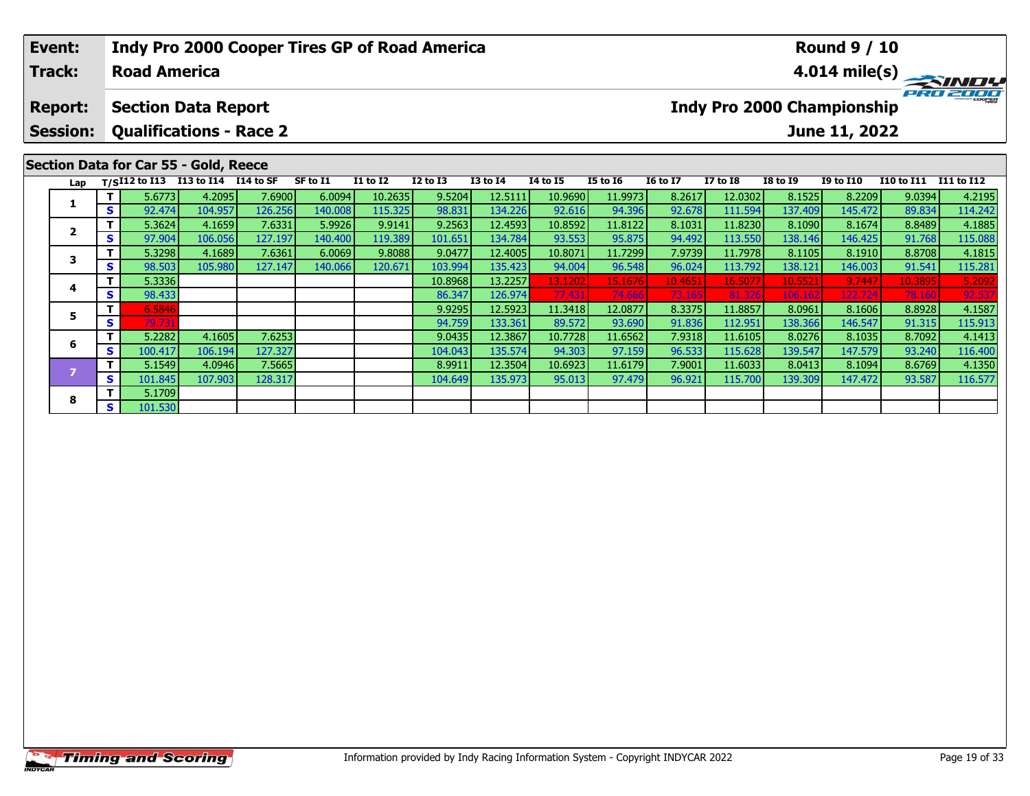| Event: | Indy Pro 2000 Cooper Tires GP of Road America | Round 9 / 10 |
|---|---|---|
| Track: | Road America | 4.014 mile(s) |
| Report: | Section Data Report | Indy Pro 2000 Championship |
| Session: | Qualifications - Race 2 | June 11, 2022 |

## Section Data for Car 55 - Gold, Reece

| Lap | T/S | I12 to I13 | I13 to I14 | I14 to SF | SF to I1 | I1 to I2 | I2 to I3 | I3 to I4 | I4 to I5 | I5 to I6 | I6 to I7 | I7 to I8 | I8 to I9 | I9 to I10 | I10 to I11 | I11 to I12 |
|---|---|---|---|---|---|---|---|---|---|---|---|---|---|---|---|---|
| 1 | T | 5.6773 | 4.2095 | 7.6900 | 6.0094 | 10.2635 | 9.5204 | 12.5111 | 10.9690 | 11.9973 | 8.2617 | 12.0302 | 8.1525 | 8.2209 | 9.0394 | 4.2195 |
| | S | 92.474 | 104.957 | 126.256 | 140.008 | 115.325 | 98.831 | 134.226 | 92.616 | 94.396 | 92.678 | 111.594 | 137.409 | 145.472 | 89.834 | 114.242 |
| 2 | T | 5.3624 | 4.1659 | 7.6331 | 5.9926 | 9.9141 | 9.2563 | 12.4593 | 10.8592 | 11.8122 | 8.1031 | 11.8230 | 8.1090 | 8.1674 | 8.8489 | 4.1885 |
| | S | 97.904 | 106.056 | 127.197 | 140.400 | 119.389 | 101.651 | 134.784 | 93.553 | 95.875 | 94.492 | 113.550 | 138.146 | 146.425 | 91.768 | 115.088 |
| 3 | T | 5.3298 | 4.1689 | 7.6361 | 6.0069 | 9.8088 | 9.0477 | 12.4005 | 10.8071 | 11.7299 | 7.9739 | 11.7978 | 8.1105 | 8.1910 | 8.8708 | 4.1815 |
| | S | 98.503 | 105.980 | 127.147 | 140.066 | 120.671 | 103.994 | 135.423 | 94.004 | 96.548 | 96.024 | 113.792 | 138.121 | 146.003 | 91.541 | 115.281 |
| 4 | T | 5.3336 | | | | | 10.8968 | 13.2257 | 13.1202 | 15.1676 | 10.4651 | 16.5077 | 10.5521 | 9.7447 | 10.3895 | 5.2092 |
| | S | 98.433 | | | | | 86.347 | 126.974 | 77.431 | 74.666 | 73.165 | 81.326 | 106.162 | 122.724 | 78.160 | 92.537 |
| 5 | T | 6.5846 | | | | | 9.9295 | 12.5923 | 11.3418 | 12.0877 | 8.3375 | 11.8857 | 8.0961 | 8.1606 | 8.8928 | 4.1587 |
| | S | 79.731 | | | | | 94.759 | 133.361 | 89.572 | 93.690 | 91.836 | 112.951 | 138.366 | 146.547 | 91.315 | 115.913 |
| 6 | T | 5.2282 | 4.1605 | 7.6253 | | | 9.0435 | 12.3867 | 10.7728 | 11.6562 | 7.9318 | 11.6105 | 8.0276 | 8.1035 | 8.7092 | 4.1413 |
| | S | 100.417 | 106.194 | 127.327 | | | 104.043 | 135.574 | 94.303 | 97.159 | 96.533 | 115.628 | 139.547 | 147.579 | 93.240 | 116.400 |
| 7 | T | 5.1549 | 4.0946 | 7.5665 | | | 8.9911 | 12.3504 | 10.6923 | 11.6179 | 7.9001 | 11.6033 | 8.0413 | 8.1094 | 8.6769 | 4.1350 |
| | S | 101.845 | 107.903 | 128.317 | | | 104.649 | 135.973 | 95.013 | 97.479 | 96.921 | 115.700 | 139.309 | 147.472 | 93.587 | 116.577 |
| 8 | T | 5.1709 | | | | | | | | | | | | | | |
| | S | 101.530 | | | | | | | | | | | | | | |

Information provided by Indy Racing Information System - Copyright INDYCAR 2022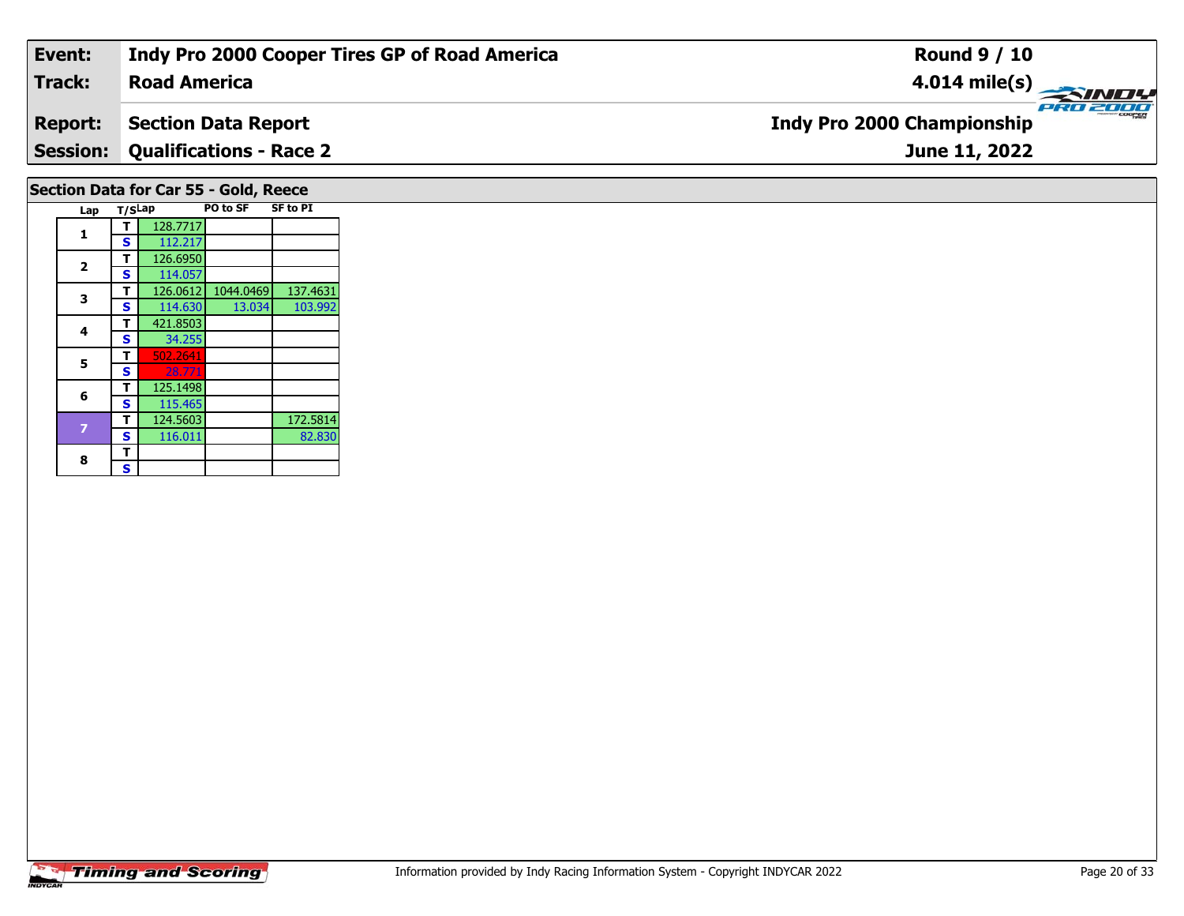| Event: | Indy Pro 2000 Cooper Tires GP of Road America | Round 9 / 10 |
|---|---|---|
| Track: | Road America | 4.014 mile(s) |
| Report: | Section Data Report | Indy Pro 2000 Championship |
| Session: | Qualifications - Race 2 | June 11, 2022 |

## Section Data for Car 55 - Gold, Reece

| Lap | T/S | Lap | PO to SF | SF to PI |
|---|---|---|---|---|
| 1 | T | 128.7717 | | |
| | S | 112.217 | | |
| 2 | T | 126.6950 | | |
| | S | 114.057 | | |
| 3 | T | 126.0612 | 1044.0469 | 137.4631 |
| | S | 114.630 | 13.034 | 103.992 |
| 4 | T | 421.8503 | | |
| | S | 34.255 | | |
| 5 | T | 502.2641 | | |
| | S | 28.771 | | |
| 6 | T | 125.1498 | | |
| | S | 115.465 | | |
| 7 | T | 124.5603 | | 172.5814 |
| | S | 116.011 | | 82.830 |
| 8 | T | | | |
| | S | | | |

Information provided by Indy Racing Information System - Copyright INDYCAR 2022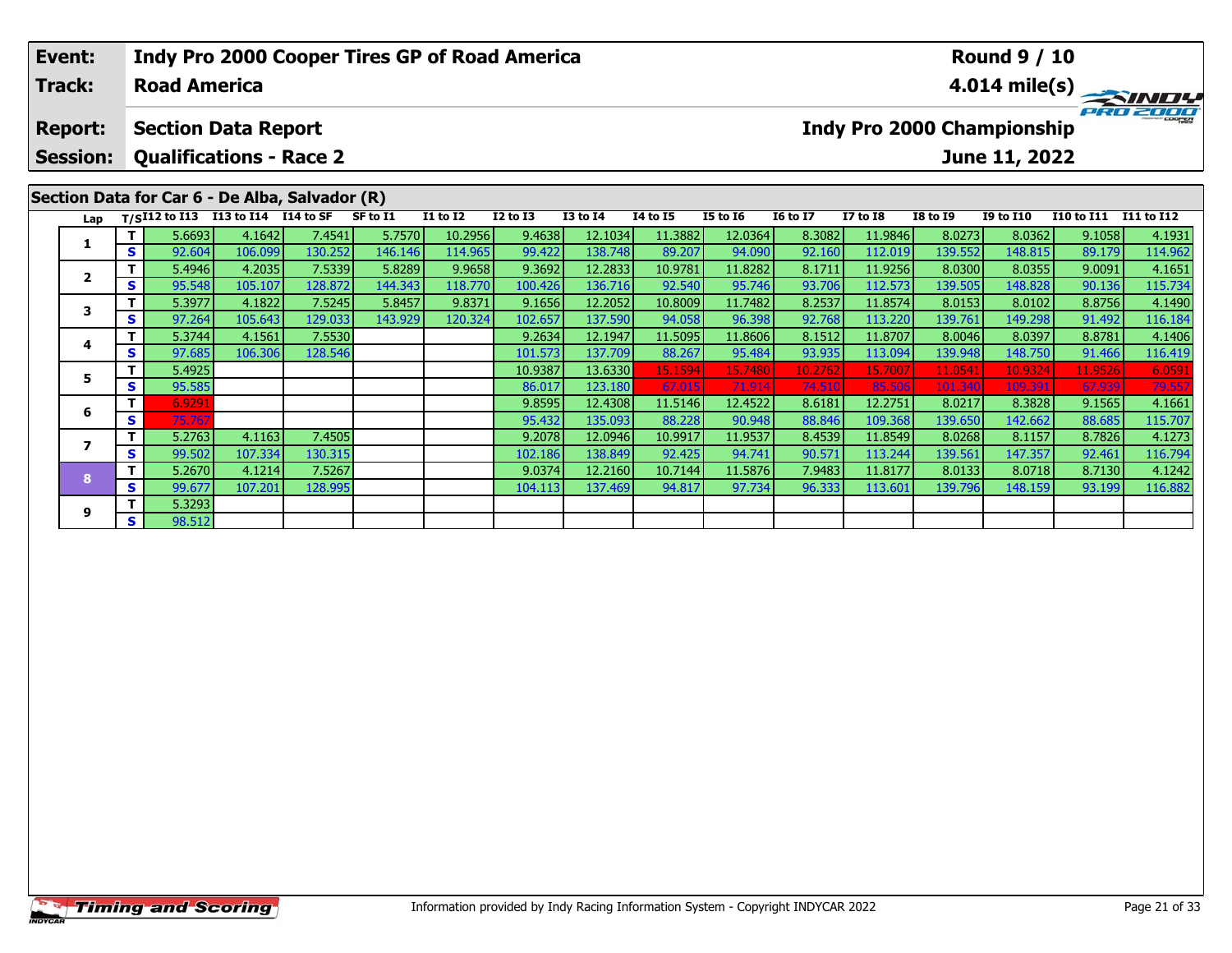| **Event:** | **Indy Pro 2000 Cooper Tires GP of Road America** | **Round 9 / 10** |
|---|---|---|
| **Track:** | **Road America** | **4.014 mile(s)** |
| **Report:** | **Section Data Report** | **Indy Pro 2000 Championship** |
| **Session:** | **Qualifications - Race 2** | **June 11, 2022** |

## Section Data for Car 6 - De Alba, Salvador (R)

| Lap | T/S | I12 to I13 | I13 to I14 | I14 to SF | SF to I1 | I1 to I2 | I2 to I3 | I3 to I4 | I4 to I5 | I5 to I6 | I6 to I7 | I7 to I8 | I8 to I9 | I9 to I10 | I10 to I11 | I11 to I12 |
|---|---|---|---|---|---|---|---|---|---|---|---|---|---|---|---|---|
| 1 | T | 5.6693 | 4.1642 | 7.4541 | 5.7570 | 10.2956 | 9.4638 | 12.1034 | 11.3882 | 12.0364 | 8.3082 | 11.9846 | 8.0273 | 8.0362 | 9.1058 | 4.1931 |
| | S | 92.604 | 106.099 | 130.252 | 146.146 | 114.965 | 99.422 | 138.748 | 89.207 | 94.090 | 92.160 | 112.019 | 139.552 | 148.815 | 89.179 | 114.962 |
| 2 | T | 5.4946 | 4.2035 | 7.5339 | 5.8289 | 9.9658 | 9.3692 | 12.2833 | 10.9781 | 11.8282 | 8.1711 | 11.9256 | 8.0300 | 8.0355 | 9.0091 | 4.1651 |
| | S | 95.548 | 105.107 | 128.872 | 144.343 | 118.770 | 100.426 | 136.716 | 92.540 | 95.746 | 93.706 | 112.573 | 139.505 | 148.828 | 90.136 | 115.734 |
| 3 | T | 5.3977 | 4.1822 | 7.5245 | 5.8457 | 9.8371 | 9.1656 | 12.2052 | 10.8009 | 11.7482 | 8.2537 | 11.8574 | 8.0153 | 8.0102 | 8.8756 | 4.1490 |
| | S | 97.264 | 105.643 | 129.033 | 143.929 | 120.324 | 102.657 | 137.590 | 94.058 | 96.398 | 92.768 | 113.220 | 139.761 | 149.298 | 91.492 | 116.184 |
| 4 | T | 5.3744 | 4.1561 | 7.5530 | | | 9.2634 | 12.1947 | 11.5095 | 11.8606 | 8.1512 | 11.8707 | 8.0046 | 8.0397 | 8.8781 | 4.1406 |
| | S | 97.685 | 106.306 | 128.546 | | | 101.573 | 137.709 | 88.267 | 95.484 | 93.935 | 113.094 | 139.948 | 148.750 | 91.466 | 116.419 |
| 5 | T | 5.4925 | | | | | 10.9387 | 13.6330 | 15.1594 | 15.7480 | 10.2762 | 15.7007 | 11.0541 | 10.9324 | 11.9526 | 6.0591 |
| | S | 95.585 | | | | | 86.017 | 123.180 | 67.015 | 71.914 | 74.510 | 85.506 | 101.340 | 109.391 | 67.939 | 79.557 |
| 6 | T | 6.9291 | | | | | 9.8595 | 12.4308 | 11.5146 | 12.4522 | 8.6181 | 12.2751 | 8.0217 | 8.3828 | 9.1565 | 4.1661 |
| | S | 75.767 | | | | | 95.432 | 135.093 | 88.228 | 90.948 | 88.846 | 109.368 | 139.650 | 142.662 | 88.685 | 115.707 |
| 7 | T | 5.2763 | 4.1163 | 7.4505 | | | 9.2078 | 12.0946 | 10.9917 | 11.9537 | 8.4539 | 11.8549 | 8.0268 | 8.1157 | 8.7826 | 4.1273 |
| | S | 99.502 | 107.334 | 130.315 | | | 102.186 | 138.849 | 92.425 | 94.741 | 90.571 | 113.244 | 139.561 | 147.357 | 92.461 | 116.794 |
| 8 | T | 5.2670 | 4.1214 | 7.5267 | | | 9.0374 | 12.2160 | 10.7144 | 11.5876 | 7.9483 | 11.8177 | 8.0133 | 8.0718 | 8.7130 | 4.1242 |
| | S | 99.677 | 107.201 | 128.995 | | | 104.113 | 137.469 | 94.817 | 97.734 | 96.333 | 113.601 | 139.796 | 148.159 | 93.199 | 116.882 |
| 9 | T | 5.3293 | | | | | | | | | | | | | | |
| | S | 98.512 | | | | | | | | | | | | | | |

Information provided by Indy Racing Information System - Copyright INDYCAR 2022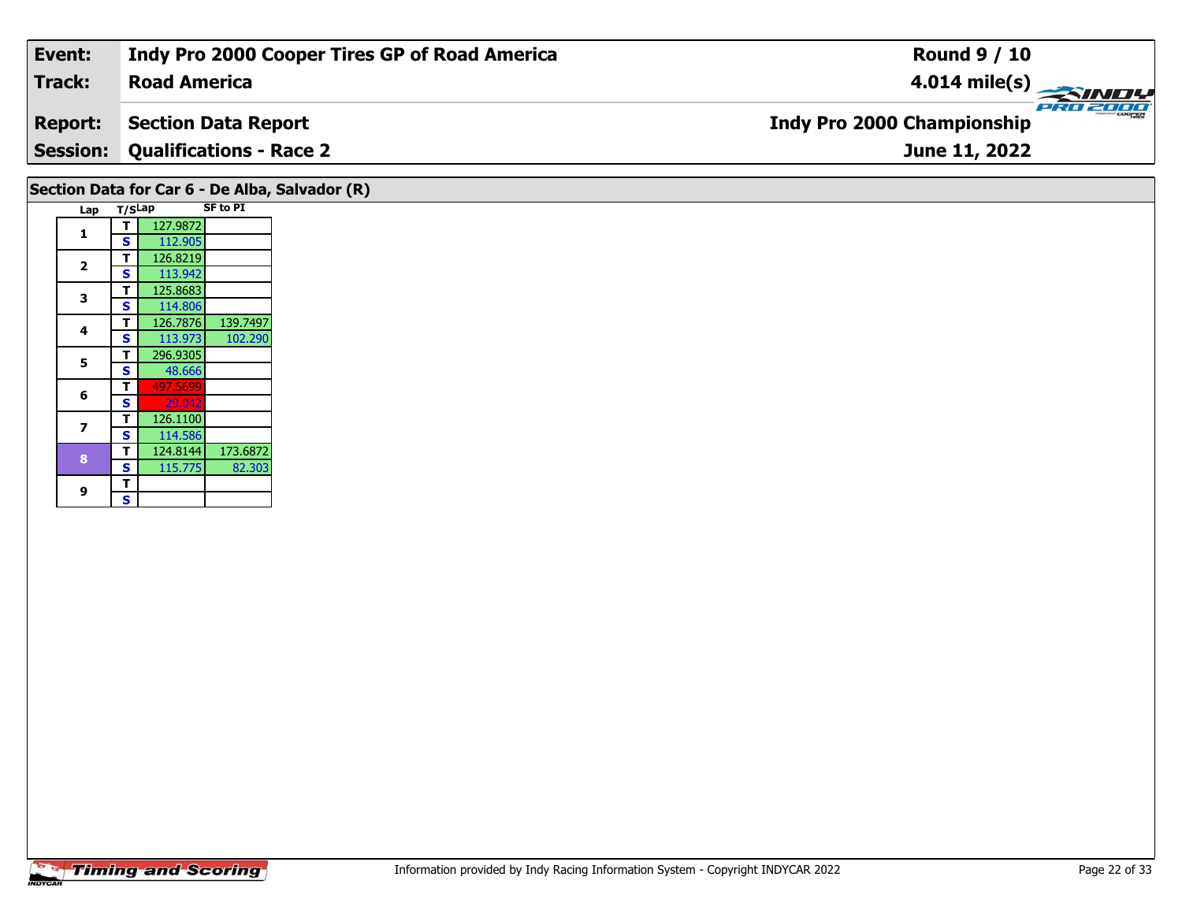| Event: | Indy Pro 2000 Cooper Tires GP of Road America | Round 9 / 10 |
|---|---|---|
| Track: | Road America | 4.014 mile(s) |
| Report: | Section Data Report | Indy Pro 2000 Championship |
| Session: | Qualifications - Race 2 | June 11, 2022 |

## Section Data for Car 6 - De Alba, Salvador (R)

| Lap | T/S | Lap | SF to PI |
|---|---|---|---|
| 1 | T | 127.9872 | |
| | S | 112.905 | |
| 2 | T | 126.8219 | |
| | S | 113.942 | |
| 3 | T | 125.8683 | |
| | S | 114.806 | |
| 4 | T | 126.7876 | 139.7497 |
| | S | 113.973 | 102.290 |
| 5 | T | 296.9305 | |
| | S | 48.666 | |
| 6 | T | 497.5699 | |
| | S | 29.042 | |
| 7 | T | 126.1100 | |
| | S | 114.586 | |
| 8 | T | 124.8144 | 173.6872 |
| | S | 115.775 | 82.303 |
| 9 | T | | |
| | S | | |

Information provided by Indy Racing Information System - Copyright INDYCAR 2022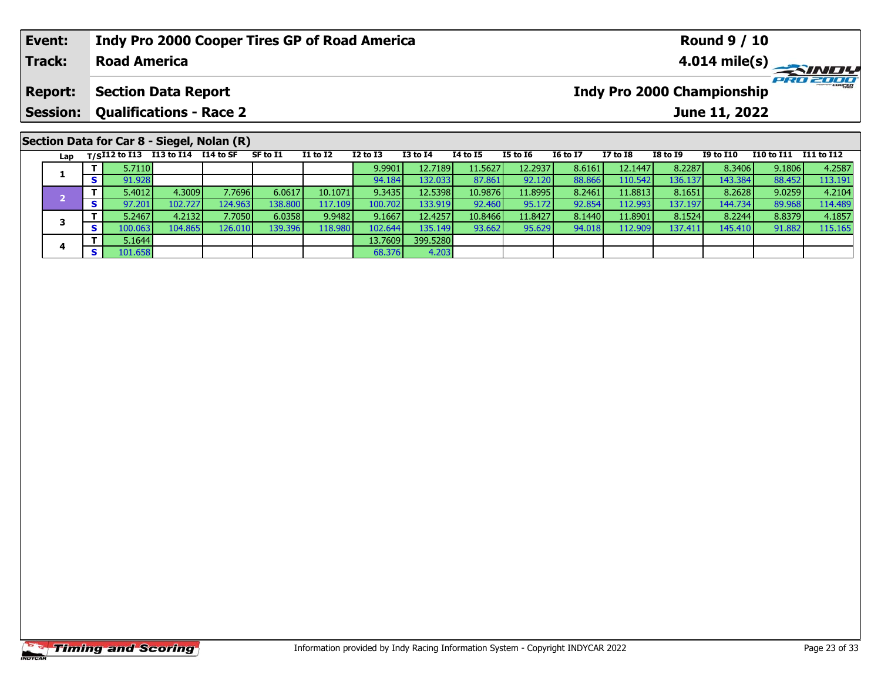| Event: | Indy Pro 2000 Cooper Tires GP of Road America | Round 9 / 10 |
|---|---|---|
| Track: | Road America | 4.014 mile(s) |
| Report: | Section Data Report | Indy Pro 2000 Championship |
| Session: | Qualifications - Race 2 | June 11, 2022 |

## Section Data for Car 8 - Siegel, Nolan (R)

| Lap | T/S | I12 to I13 | I13 to I14 | I14 to SF | SF to I1 | I1 to I2 | I2 to I3 | I3 to I4 | I4 to I5 | I5 to I6 | I6 to I7 | I7 to I8 | I8 to I9 | I9 to I10 | I10 to I11 | I11 to I12 |
|---|---|---|---|---|---|---|---|---|---|---|---|---|---|---|---|---|
| 1 | T | 5.7110 | | | | | 9.9901 | 12.7189 | 11.5627 | 12.2937 | 8.6161 | 12.1447 | 8.2287 | 8.3406 | 9.1806 | 4.2587 |
| | S | 91.928 | | | | | 94.184 | 132.033 | 87.861 | 92.120 | 88.866 | 110.542 | 136.137 | 143.384 | 88.452 | 113.191 |
| 2 | T | 5.4012 | 4.3009 | 7.7696 | 6.0617 | 10.1071 | 9.3435 | 12.5398 | 10.9876 | 11.8995 | 8.2461 | 11.8813 | 8.1651 | 8.2628 | 9.0259 | 4.2104 |
| | S | 97.201 | 102.727 | 124.963 | 138.800 | 117.109 | 100.702 | 133.919 | 92.460 | 95.172 | 92.854 | 112.993 | 137.197 | 144.734 | 89.968 | 114.489 |
| 3 | T | 5.2467 | 4.2132 | 7.7050 | 6.0358 | 9.9482 | 9.1667 | 12.4257 | 10.8466 | 11.8427 | 8.1440 | 11.8901 | 8.1524 | 8.2244 | 8.8379 | 4.1857 |
| | S | 100.063 | 104.865 | 126.010 | 139.396 | 118.980 | 102.644 | 135.149 | 93.662 | 95.629 | 94.018 | 112.909 | 137.411 | 145.410 | 91.882 | 115.165 |
| 4 | T | 5.1644 | | | | | 13.7609 | 399.5280 | | | | | | | | |
| | S | 101.658 | | | | | 68.376 | 4.203 | | | | | | | | |

Information provided by Indy Racing Information System - Copyright INDYCAR 2022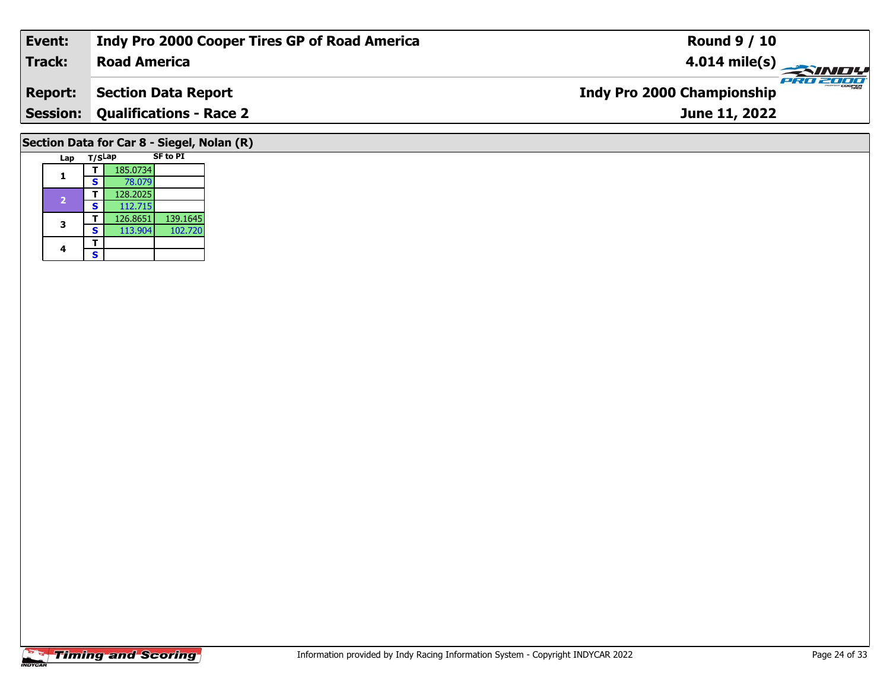| Event: | Indy Pro 2000 Cooper Tires GP of Road America | Round 9 / 10 |
|---|---|---|
| Track: | Road America | 4.014 mile(s) |
| Report: | Section Data Report | Indy Pro 2000 Championship |
| Session: | Qualifications - Race 2 | June 11, 2022 |

## Section Data for Car 8 - Siegel, Nolan (R)

| Lap | T/S | Lap | SF to PI |
|---|---|---|---|
| 1 | T | 185.0734 | |
| | S | 78.079 | |
| 2 | T | 128.2025 | |
| | S | 112.715 | |
| 3 | T | 126.8651 | 139.1645 |
| | S | 113.904 | 102.720 |
| 4 | T | | |
| | S | | |

Timing and Scoring

Information provided by Indy Racing Information System - Copyright INDYCAR 2022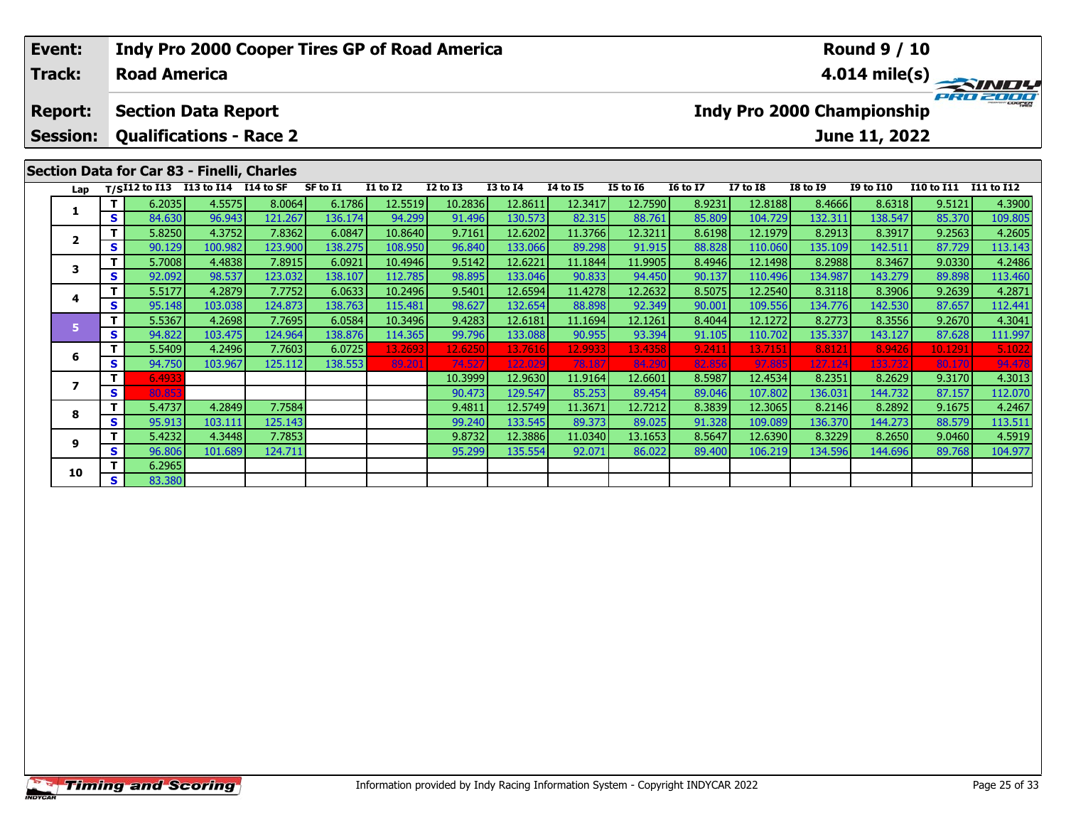| Event: | Indy Pro 2000 Cooper Tires GP of Road America | Round 9 / 10 |
|---|---|---|
| Track: | Road America | 4.014 mile(s) |
| Report: | Section Data Report | Indy Pro 2000 Championship |
| Session: | Qualifications - Race 2 | June 11, 2022 |

## Section Data for Car 83 - Finelli, Charles

| Lap | T/S | I12 to I13 | I13 to I14 | I14 to SF | SF to I1 | I1 to I2 | I2 to I3 | I3 to I4 | I4 to I5 | I5 to I6 | I6 to I7 | I7 to I8 | I8 to I9 | I9 to I10 | I10 to I11 | I11 to I12 |
|---|---|---|---|---|---|---|---|---|---|---|---|---|---|---|---|---|
| 1 | T | 6.2035 | 4.5575 | 8.0064 | 6.1786 | 12.5519 | 10.2836 | 12.8611 | 12.3417 | 12.7590 | 8.9231 | 12.8188 | 8.4666 | 8.6318 | 9.5121 | 4.3900 |
| | S | 84.630 | 96.943 | 121.267 | 136.174 | 94.299 | 91.496 | 130.573 | 82.315 | 88.761 | 85.809 | 104.729 | 132.311 | 138.547 | 85.370 | 109.805 |
| 2 | T | 5.8250 | 4.3752 | 7.8362 | 6.0847 | 10.8640 | 9.7161 | 12.6202 | 11.3766 | 12.3211 | 8.6198 | 12.1979 | 8.2913 | 8.3917 | 9.2563 | 4.2605 |
| | S | 90.129 | 100.982 | 123.900 | 138.275 | 108.950 | 96.840 | 133.066 | 89.298 | 91.915 | 88.828 | 110.060 | 135.109 | 142.511 | 87.729 | 113.143 |
| 3 | T | 5.7008 | 4.4838 | 7.8915 | 6.0921 | 10.4946 | 9.5142 | 12.6221 | 11.1844 | 11.9905 | 8.4946 | 12.1498 | 8.2988 | 8.3467 | 9.0330 | 4.2486 |
| | S | 92.092 | 98.537 | 123.032 | 138.107 | 112.785 | 98.895 | 133.046 | 90.833 | 94.450 | 90.137 | 110.496 | 134.987 | 143.279 | 89.898 | 113.460 |
| 4 | T | 5.5177 | 4.2879 | 7.7752 | 6.0633 | 10.2496 | 9.5401 | 12.6594 | 11.4278 | 12.2632 | 8.5075 | 12.2540 | 8.3118 | 8.3906 | 9.2639 | 4.2871 |
| | S | 95.148 | 103.038 | 124.873 | 138.763 | 115.481 | 98.627 | 132.654 | 88.898 | 92.349 | 90.001 | 109.556 | 134.776 | 142.530 | 87.657 | 112.441 |
| 5 | T | 5.5367 | 4.2698 | 7.7695 | 6.0584 | 10.3496 | 9.4283 | 12.6181 | 11.1694 | 12.1261 | 8.4044 | 12.1272 | 8.2773 | 8.3556 | 9.2670 | 4.3041 |
| | S | 94.822 | 103.475 | 124.964 | 138.876 | 114.365 | 99.796 | 133.088 | 90.955 | 93.394 | 91.105 | 110.702 | 135.337 | 143.127 | 87.628 | 111.997 |
| 6 | T | 5.5409 | 4.2496 | 7.7603 | 6.0725 | 13.2693 | 12.6250 | 13.7616 | 12.9933 | 13.4358 | 9.2411 | 13.7151 | 8.8121 | 8.9426 | 10.1291 | 5.1022 |
| | S | 94.750 | 103.967 | 125.112 | 138.553 | 89.201 | 74.527 | 122.029 | 78.187 | 84.290 | 82.856 | 97.885 | 127.124 | 133.732 | 80.170 | 94.478 |
| 7 | T | 6.4933 | | | | | 10.3999 | 12.9630 | 11.9164 | 12.6601 | 8.5987 | 12.4534 | 8.2351 | 8.2629 | 9.3170 | 4.3013 |
| | S | 80.853 | | | | | 90.473 | 129.547 | 85.253 | 89.454 | 89.046 | 107.802 | 136.031 | 144.732 | 87.157 | 112.070 |
| 8 | T | 5.4737 | 4.2849 | 7.7584 | | | 9.4811 | 12.5749 | 11.3671 | 12.7212 | 8.3839 | 12.3065 | 8.2146 | 8.2892 | 9.1675 | 4.2467 |
| | S | 95.913 | 103.111 | 125.143 | | | 99.240 | 133.545 | 89.373 | 89.025 | 91.328 | 109.089 | 136.370 | 144.273 | 88.579 | 113.511 |
| 9 | T | 5.4232 | 4.3448 | 7.7853 | | | 9.8732 | 12.3886 | 11.0340 | 13.1653 | 8.5647 | 12.6390 | 8.3229 | 8.2650 | 9.0460 | 4.5919 |
| | S | 96.806 | 101.689 | 124.711 | | | 95.299 | 135.554 | 92.071 | 86.022 | 89.400 | 106.219 | 134.596 | 144.696 | 89.768 | 104.977 |
| 10 | T | 6.2965 | | | | | | | | | | | | | | |
| | S | 83.380 | | | | | | | | | | | | | | |

Information provided by Indy Racing Information System - Copyright INDYCAR 2022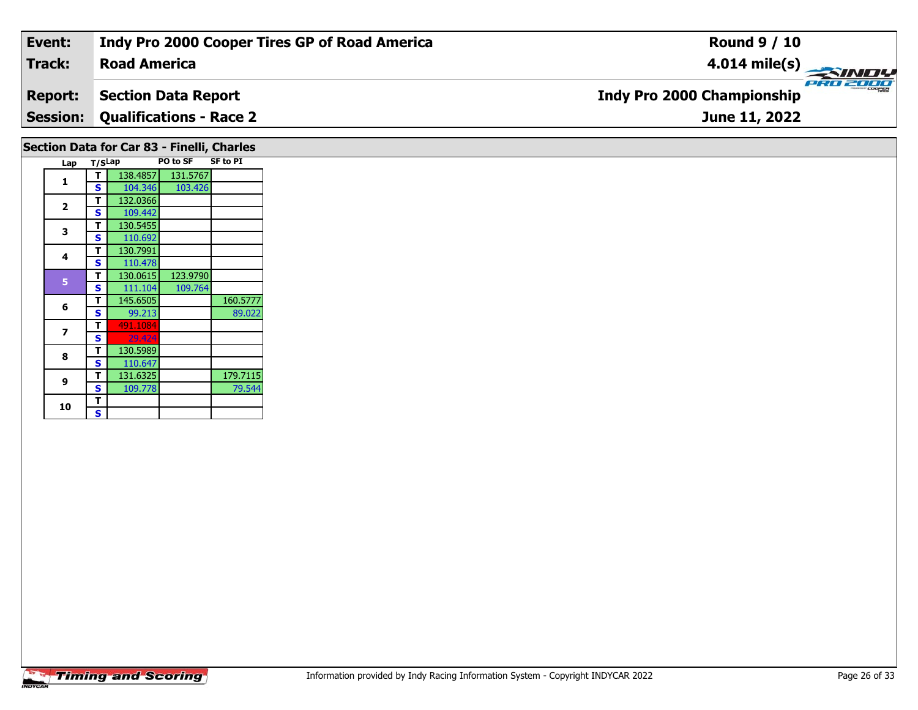| Event: | Indy Pro 2000 Cooper Tires GP of Road America | Round 9 / 10 |
|---|---|---|
| Track: | Road America | 4.014 mile(s) |
| Report: | Section Data Report | Indy Pro 2000 Championship |
| Session: | Qualifications - Race 2 | June 11, 2022 |

## Section Data for Car 83 - Finelli, Charles

| Lap | T/S | Lap | PO to SF | SF to PI |
|---|---|---|---|---|
| 1 | T | 138.4857 | 131.5767 | |
| | S | 104.346 | 103.426 | |
| 2 | T | 132.0366 | | |
| | S | 109.442 | | |
| 3 | T | 130.5455 | | |
| | S | 110.692 | | |
| 4 | T | 130.7991 | | |
| | S | 110.478 | | |
| 5 | T | 130.0615 | 123.9790 | |
| | S | 111.104 | 109.764 | |
| 6 | T | 145.6505 | | 160.5777 |
| | S | 99.213 | | 89.022 |
| 7 | T | 491.1084 | | |
| | S | 29.424 | | |
| 8 | T | 130.5989 | | |
| | S | 110.647 | | |
| 9 | T | 131.6325 | | 179.7115 |
| | S | 109.778 | | 79.544 |
| 10 | T | | | |
| | S | | | |

Information provided by Indy Racing Information System - Copyright INDYCAR 2022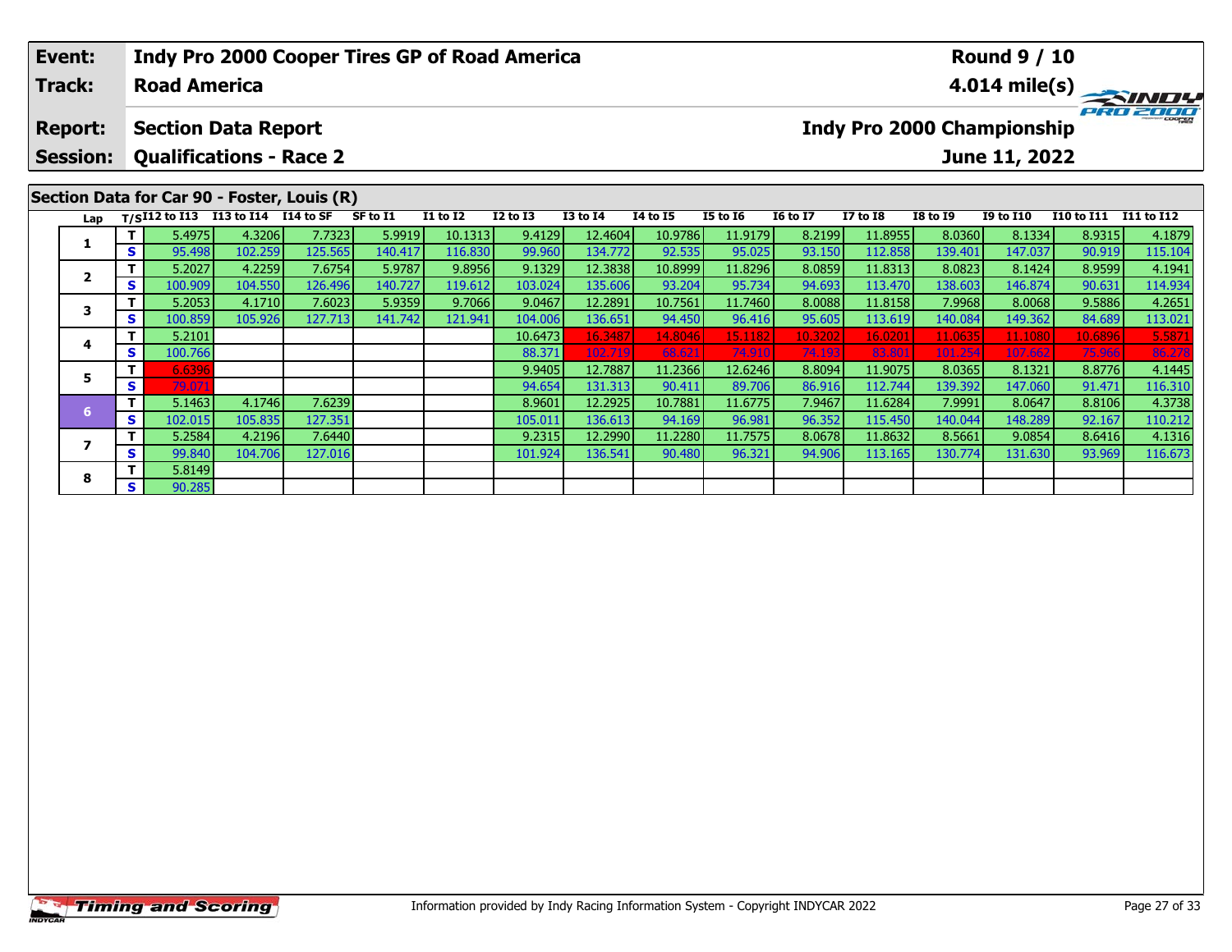| Event: | Indy Pro 2000 Cooper Tires GP of Road America | Round 9 / 10 |
|---|---|---|
| Track: | Road America | 4.014 mile(s) |
| Report: | Section Data Report | Indy Pro 2000 Championship |
| Session: | Qualifications - Race 2 | June 11, 2022 |

## Section Data for Car 90 - Foster, Louis (R)

| Lap | T/S | I12 to I13 | I13 to I14 | I14 to SF | SF to I1 | I1 to I2 | I2 to I3 | I3 to I4 | I4 to I5 | I5 to I6 | I6 to I7 | I7 to I8 | I8 to I9 | I9 to I10 | I10 to I11 | I11 to I12 |
|---|---|---|---|---|---|---|---|---|---|---|---|---|---|---|---|---|
| 1 | T | 5.4975 | 4.3206 | 7.7323 | 5.9919 | 10.1313 | 9.4129 | 12.4604 | 10.9786 | 11.9179 | 8.2199 | 11.8955 | 8.0360 | 8.1334 | 8.9315 | 4.1879 |
| | S | 95.498 | 102.259 | 125.565 | 140.417 | 116.830 | 99.960 | 134.772 | 92.535 | 95.025 | 93.150 | 112.858 | 139.401 | 147.037 | 90.919 | 115.104 |
| 2 | T | 5.2027 | 4.2259 | 7.6754 | 5.9787 | 9.8956 | 9.1329 | 12.3838 | 10.8999 | 11.8296 | 8.0859 | 11.8313 | 8.0823 | 8.1424 | 8.9599 | 4.1941 |
| | S | 100.909 | 104.550 | 126.496 | 140.727 | 119.612 | 103.024 | 135.606 | 93.204 | 95.734 | 94.693 | 113.470 | 138.603 | 146.874 | 90.631 | 114.934 |
| 3 | T | 5.2053 | 4.1710 | 7.6023 | 5.9359 | 9.7066 | 9.0467 | 12.2891 | 10.7561 | 11.7460 | 8.0088 | 11.8158 | 7.9968 | 8.0068 | 9.5886 | 4.2651 |
| | S | 100.859 | 105.926 | 127.713 | 141.742 | 121.941 | 104.006 | 136.651 | 94.450 | 96.416 | 95.605 | 113.619 | 140.084 | 149.362 | 84.689 | 113.021 |
| 4 | T | 5.2101 | | | | | 10.6473 | 16.3487 | 14.8046 | 15.1182 | 10.3202 | 16.0201 | 11.0635 | 11.1080 | 10.6896 | 5.5871 |
| | S | 100.766 | | | | | 88.371 | 102.719 | 68.621 | 74.910 | 74.193 | 83.801 | 101.254 | 107.662 | 75.966 | 86.278 |
| 5 | T | 6.6396 | | | | | 9.9405 | 12.7887 | 11.2366 | 12.6246 | 8.8094 | 11.9075 | 8.0365 | 8.1321 | 8.8776 | 4.1445 |
| | S | 79.071 | | | | | 94.654 | 131.313 | 90.411 | 89.706 | 86.916 | 112.744 | 139.392 | 147.060 | 91.471 | 116.310 |
| 6 | T | 5.1463 | 4.1746 | 7.6239 | | | 8.9601 | 12.2925 | 10.7881 | 11.6775 | 7.9467 | 11.6284 | 7.9991 | 8.0647 | 8.8106 | 4.3738 |
| | S | 102.015 | 105.835 | 127.351 | | | 105.011 | 136.613 | 94.169 | 96.981 | 96.352 | 115.450 | 140.044 | 148.289 | 92.167 | 110.212 |
| 7 | T | 5.2584 | 4.2196 | 7.6440 | | | 9.2315 | 12.2990 | 11.2280 | 11.7575 | 8.0678 | 11.8632 | 8.5661 | 9.0854 | 8.6416 | 4.1316 |
| | S | 99.840 | 104.706 | 127.016 | | | 101.924 | 136.541 | 90.480 | 96.321 | 94.906 | 113.165 | 130.774 | 131.630 | 93.969 | 116.673 |
| 8 | T | 5.8149 | | | | | | | | | | | | | | |
| | S | 90.285 | | | | | | | | | | | | | | |

Information provided by Indy Racing Information System - Copyright INDYCAR 2022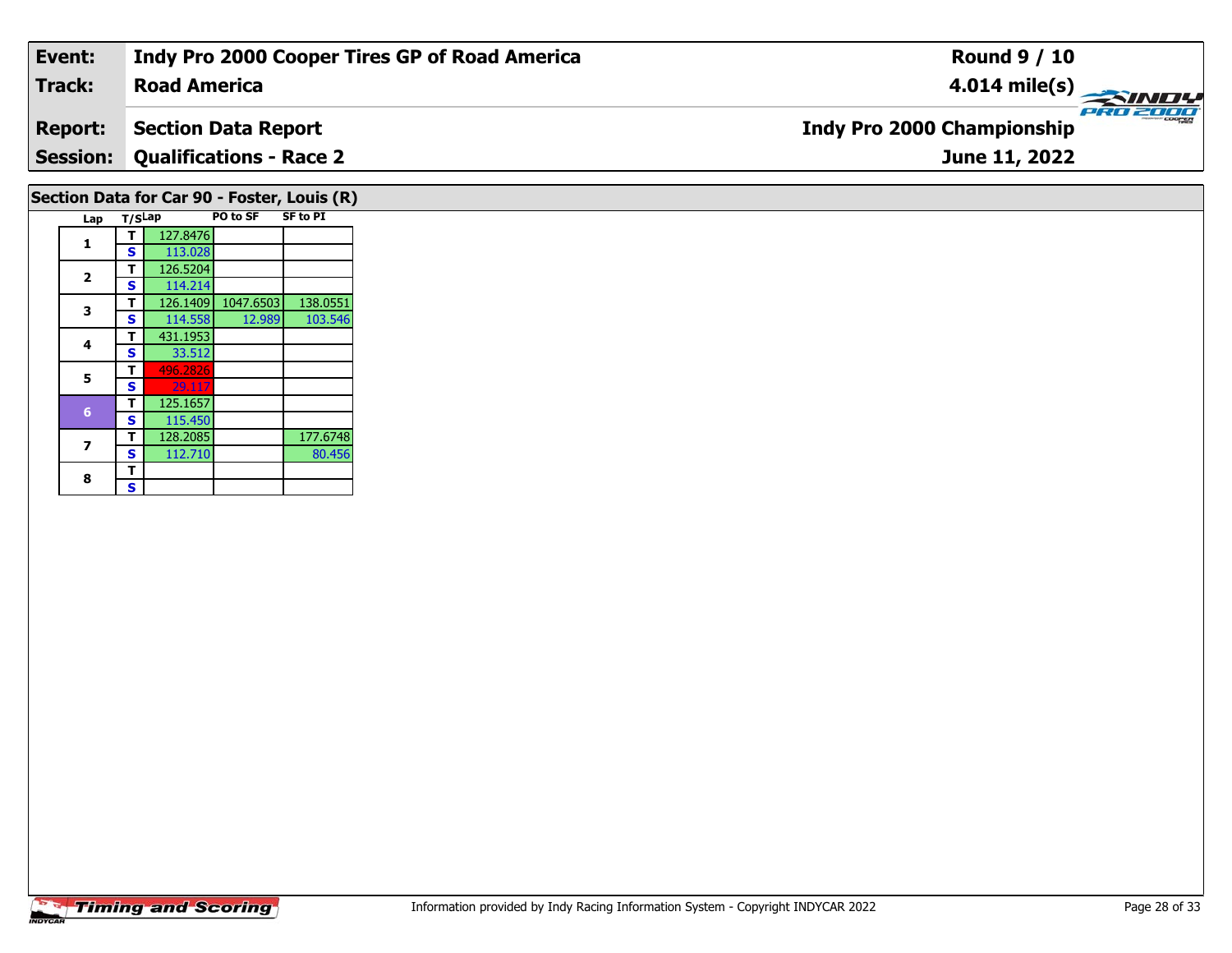| Event: | Indy Pro 2000 Cooper Tires GP of Road America | Round 9 / 10 |
|---|---|---|
| Track: | Road America | 4.014 mile(s) |
| Report: | Section Data Report | Indy Pro 2000 Championship |
| Session: | Qualifications - Race 2 | June 11, 2022 |

## Section Data for Car 90 - Foster, Louis (R)

| Lap | T/S | Lap | PO to SF | SF to PI |
|---|---|---|---|---|
| 1 | T | 127.8476 | | |
| | S | 113.028 | | |
| 2 | T | 126.5204 | | |
| | S | 114.214 | | |
| 3 | T | 126.1409 | 1047.6503 | 138.0551 |
| | S | 114.558 | 12.989 | 103.546 |
| 4 | T | 431.1953 | | |
| | S | 33.512 | | |
| 5 | T | 496.2826 | | |
| | S | 29.117 | | |
| 6 | T | 125.1657 | | |
| | S | 115.450 | | |
| 7 | T | 128.2085 | | 177.6748 |
| | S | 112.710 | | 80.456 |
| 8 | T | | | |
| | S | | | |

Information provided by Indy Racing Information System - Copyright INDYCAR 2022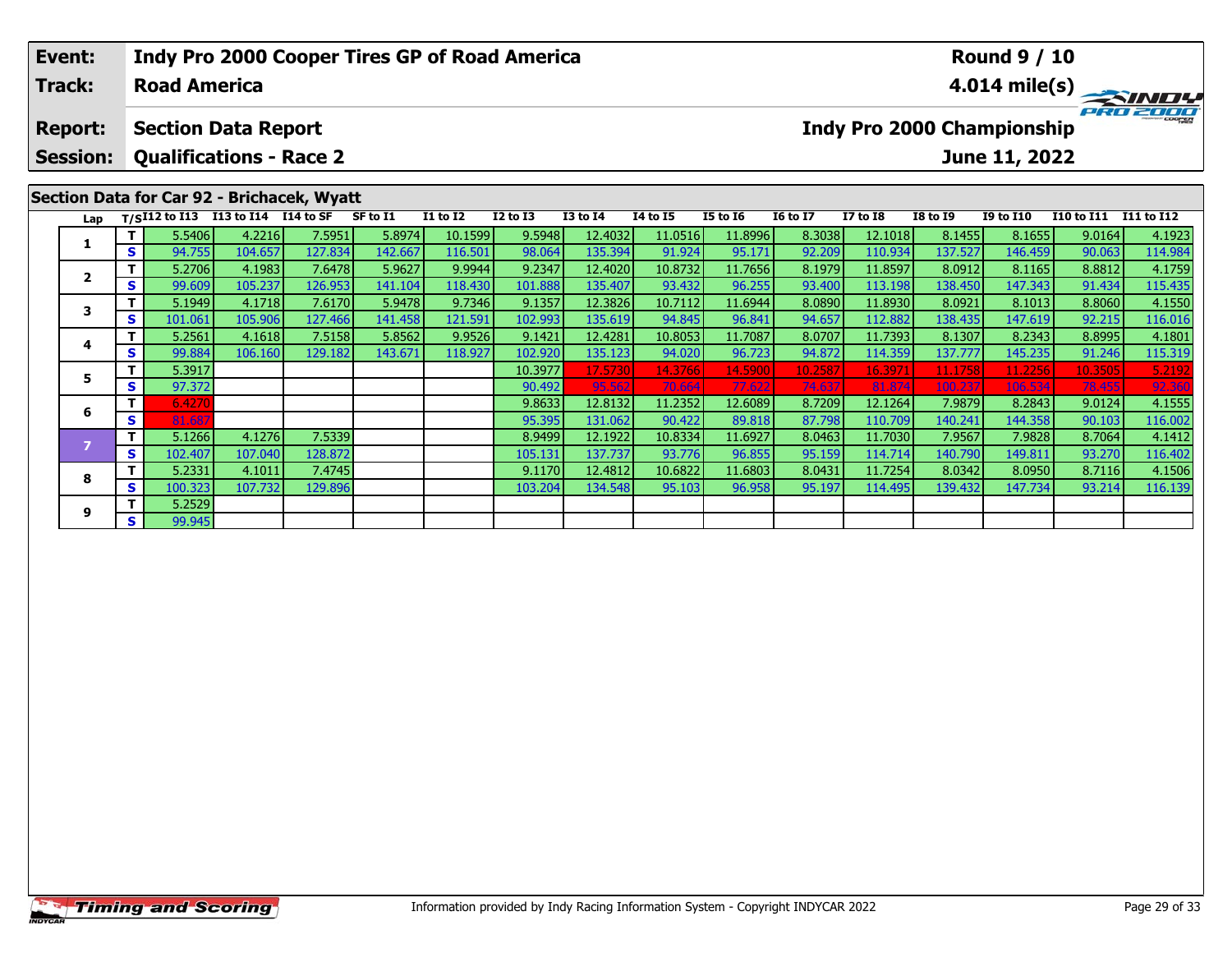| Event: | Indy Pro 2000 Cooper Tires GP of Road America | Round 9 / 10 |
|---|---|---|
| Track: | Road America | 4.014 mile(s) |
| Report: | Section Data Report | Indy Pro 2000 Championship |
| Session: | Qualifications - Race 2 | June 11, 2022 |

## Section Data for Car 92 - Brichacek, Wyatt

| Lap | T/S | I12 to I13 | I13 to I14 | I14 to SF | SF to I1 | I1 to I2 | I2 to I3 | I3 to I4 | I4 to I5 | I5 to I6 | I6 to I7 | I7 to I8 | I8 to I9 | I9 to I10 | I10 to I11 | I11 to I12 |
|---|---|---|---|---|---|---|---|---|---|---|---|---|---|---|---|---|
| 1 | T | 5.5406 | 4.2216 | 7.5951 | 5.8974 | 10.1599 | 9.5948 | 12.4032 | 11.0516 | 11.8996 | 8.3038 | 12.1018 | 8.1455 | 8.1655 | 9.0164 | 4.1923 |
| | S | 94.755 | 104.657 | 127.834 | 142.667 | 116.501 | 98.064 | 135.394 | 91.924 | 95.171 | 92.209 | 110.934 | 137.527 | 146.459 | 90.063 | 114.984 |
| 2 | T | 5.2706 | 4.1983 | 7.6478 | 5.9627 | 9.9944 | 9.2347 | 12.4020 | 10.8732 | 11.7656 | 8.1979 | 11.8597 | 8.0912 | 8.1165 | 8.8812 | 4.1759 |
| | S | 99.609 | 105.237 | 126.953 | 141.104 | 118.430 | 101.888 | 135.407 | 93.432 | 96.255 | 93.400 | 113.198 | 138.450 | 147.343 | 91.434 | 115.435 |
| 3 | T | 5.1949 | 4.1718 | 7.6170 | 5.9478 | 9.7346 | 9.1357 | 12.3826 | 10.7112 | 11.6944 | 8.0890 | 11.8930 | 8.0921 | 8.1013 | 8.8060 | 4.1550 |
| | S | 101.061 | 105.906 | 127.466 | 141.458 | 121.591 | 102.993 | 135.619 | 94.845 | 96.841 | 94.657 | 112.882 | 138.435 | 147.619 | 92.215 | 116.016 |
| 4 | T | 5.2561 | 4.1618 | 7.5158 | 5.8562 | 9.9526 | 9.1421 | 12.4281 | 10.8053 | 11.7087 | 8.0707 | 11.7393 | 8.1307 | 8.2343 | 8.8995 | 4.1801 |
| | S | 99.884 | 106.160 | 129.182 | 143.671 | 118.927 | 102.920 | 135.123 | 94.020 | 96.723 | 94.872 | 114.359 | 137.777 | 145.235 | 91.246 | 115.319 |
| 5 | T | 5.3917 | | | | | 10.3977 | 17.5730 | 14.3766 | 14.5900 | 10.2587 | 16.3971 | 11.1758 | 11.2256 | 10.3505 | 5.2192 |
| | S | 97.372 | | | | | 90.492 | 95.562 | 70.664 | 77.622 | 74.637 | 81.874 | 100.237 | 106.534 | 78.455 | 92.360 |
| 6 | T | 6.4270 | | | | | 9.8633 | 12.8132 | 11.2352 | 12.6089 | 8.7209 | 12.1264 | 7.9879 | 8.2843 | 9.0124 | 4.1555 |
| | S | 81.687 | | | | | 95.395 | 131.062 | 90.422 | 89.818 | 87.798 | 110.709 | 140.241 | 144.358 | 90.103 | 116.002 |
| 7 | T | 5.1266 | 4.1276 | 7.5339 | | | 8.9499 | 12.1922 | 10.8334 | 11.6927 | 8.0463 | 11.7030 | 7.9567 | 7.9828 | 8.7064 | 4.1412 |
| | S | 102.407 | 107.040 | 128.872 | | | 105.131 | 137.737 | 93.776 | 96.855 | 95.159 | 114.714 | 140.790 | 149.811 | 93.270 | 116.402 |
| 8 | T | 5.2331 | 4.1011 | 7.4745 | | | 9.1170 | 12.4812 | 10.6822 | 11.6803 | 8.0431 | 11.7254 | 8.0342 | 8.0950 | 8.7116 | 4.1506 |
| | S | 100.323 | 107.732 | 129.896 | | | 103.204 | 134.548 | 95.103 | 96.958 | 95.197 | 114.495 | 139.432 | 147.734 | 93.214 | 116.139 |
| 9 | T | 5.2529 | | | | | | | | | | | | | | |
| | S | 99.945 | | | | | | | | | | | | | | |

Information provided by Indy Racing Information System - Copyright INDYCAR 2022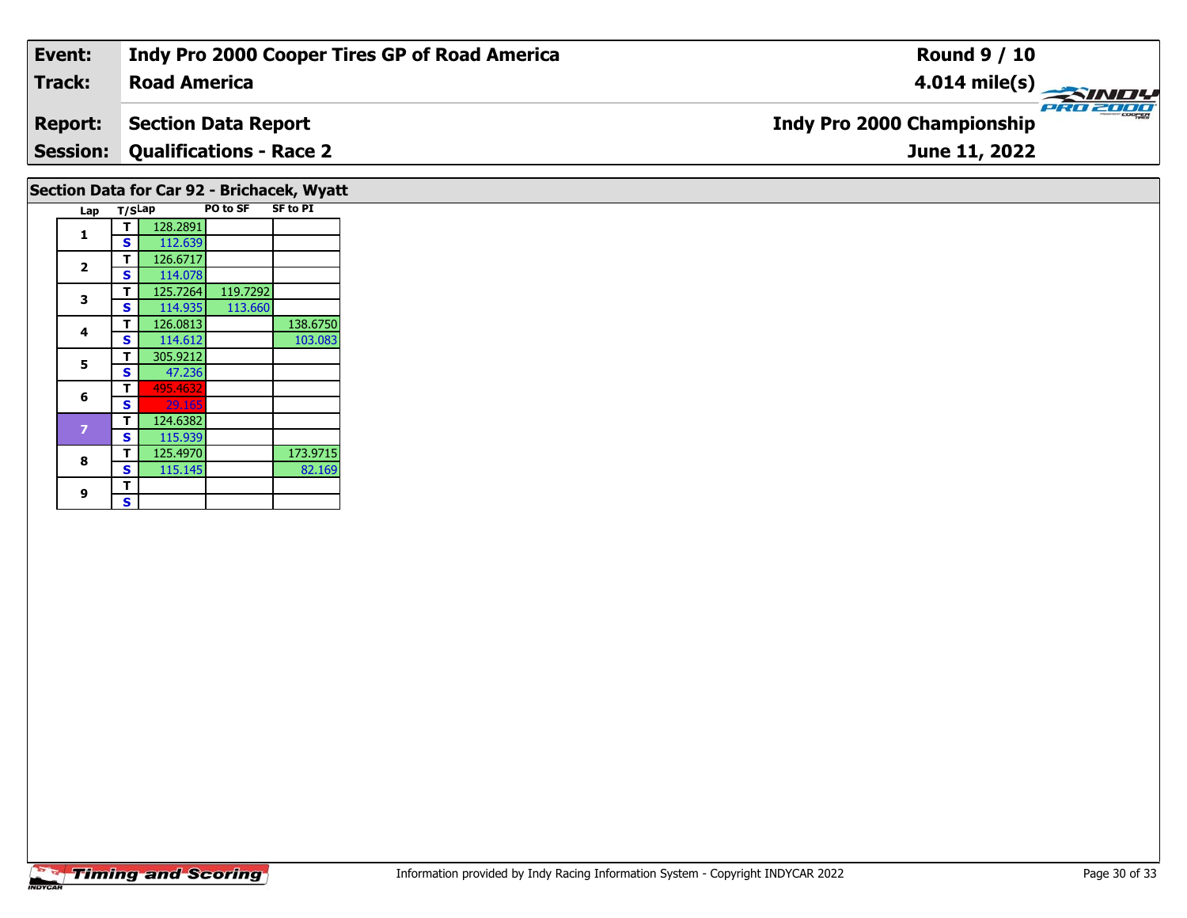| Event: | Indy Pro 2000 Cooper Tires GP of Road America | Round 9 / 10 |
|---|---|---|
| Track: | Road America | 4.014 mile(s) |
| Report: | Section Data Report | Indy Pro 2000 Championship |
| Session: | Qualifications - Race 2 | June 11, 2022 |

## Section Data for Car 92 - Brichacek, Wyatt

| Lap | T/S | Lap | PO to SF | SF to PI |
|---|---|---|---|---|
| 1 | T | 128.2891 | | |
| | S | 112.639 | | |
| 2 | T | 126.6717 | | |
| | S | 114.078 | | |
| 3 | T | 125.7264 | 119.7292 | |
| | S | 114.935 | 113.660 | |
| 4 | T | 126.0813 | | 138.6750 |
| | S | 114.612 | | 103.083 |
| 5 | T | 305.9212 | | |
| | S | 47.236 | | |
| 6 | T | 495.4632 | | |
| | S | 29.165 | | |
| 7 | T | 124.6382 | | |
| | S | 115.939 | | |
| 8 | T | 125.4970 | | 173.9715 |
| | S | 115.145 | | 82.169 |
| 9 | T | | | |
| | S | | | |

Information provided by Indy Racing Information System - Copyright INDYCAR 2022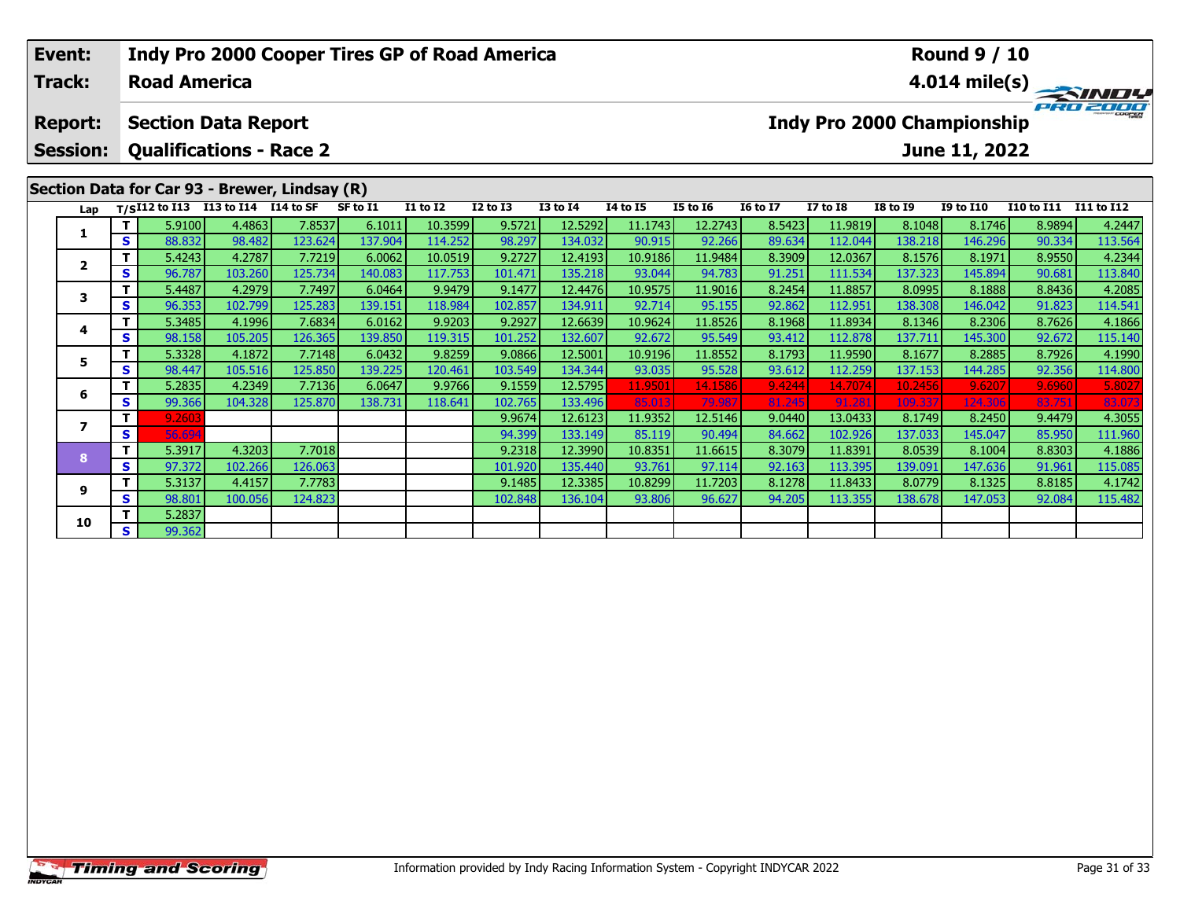| Event: | Indy Pro 2000 Cooper Tires GP of Road America | Round 9 / 10 |
|---|---|---|
| Track: | Road America | 4.014 mile(s) |
| Report: | Section Data Report | Indy Pro 2000 Championship |
| Session: | Qualifications - Race 2 | June 11, 2022 |

## Section Data for Car 93 - Brewer, Lindsay (R)

| Lap | T/S | I12 to I13 | I13 to I14 | I14 to SF | SF to I1 | I1 to I2 | I2 to I3 | I3 to I4 | I4 to I5 | I5 to I6 | I6 to I7 | I7 to I8 | I8 to I9 | I9 to I10 | I10 to I11 | I11 to I12 |
|---|---|---|---|---|---|---|---|---|---|---|---|---|---|---|---|---|
| 1 | T | 5.9100 | 4.4863 | 7.8537 | 6.1011 | 10.3599 | 9.5721 | 12.5292 | 11.1743 | 12.2743 | 8.5423 | 11.9819 | 8.1048 | 8.1746 | 8.9894 | 4.2447 |
| | S | 88.832 | 98.482 | 123.624 | 137.904 | 114.252 | 98.297 | 134.032 | 90.915 | 92.266 | 89.634 | 112.044 | 138.218 | 146.296 | 90.334 | 113.564 |
| 2 | T | 5.4243 | 4.2787 | 7.7219 | 6.0062 | 10.0519 | 9.2727 | 12.4193 | 10.9186 | 11.9484 | 8.3909 | 12.0367 | 8.1576 | 8.1971 | 8.9550 | 4.2344 |
| | S | 96.787 | 103.260 | 125.734 | 140.083 | 117.753 | 101.471 | 135.218 | 93.044 | 94.783 | 91.251 | 111.534 | 137.323 | 145.894 | 90.681 | 113.840 |
| 3 | T | 5.4487 | 4.2979 | 7.7497 | 6.0464 | 9.9479 | 9.1477 | 12.4476 | 10.9575 | 11.9016 | 8.2454 | 11.8857 | 8.0995 | 8.1888 | 8.8436 | 4.2085 |
| | S | 96.353 | 102.799 | 125.283 | 139.151 | 118.984 | 102.857 | 134.911 | 92.714 | 95.155 | 92.862 | 112.951 | 138.308 | 146.042 | 91.823 | 114.541 |
| 4 | T | 5.3485 | 4.1996 | 7.6834 | 6.0162 | 9.9203 | 9.2927 | 12.6639 | 10.9624 | 11.8526 | 8.1968 | 11.8934 | 8.1346 | 8.2306 | 8.7626 | 4.1866 |
| | S | 98.158 | 105.205 | 126.365 | 139.850 | 119.315 | 101.252 | 132.607 | 92.672 | 95.549 | 93.412 | 112.878 | 137.711 | 145.300 | 92.672 | 115.140 |
| 5 | T | 5.3328 | 4.1872 | 7.7148 | 6.0432 | 9.8259 | 9.0866 | 12.5001 | 10.9196 | 11.8552 | 8.1793 | 11.9590 | 8.1677 | 8.2885 | 8.7926 | 4.1990 |
| | S | 98.447 | 105.516 | 125.850 | 139.225 | 120.461 | 103.549 | 134.344 | 93.035 | 95.528 | 93.612 | 112.259 | 137.153 | 144.285 | 92.356 | 114.800 |
| 6 | T | 5.2835 | 4.2349 | 7.7136 | 6.0647 | 9.9766 | 9.1559 | 12.5795 | 11.9501 | 14.1586 | 9.4244 | 14.7074 | 10.2456 | 9.6207 | 9.6960 | 5.8027 |
| | S | 99.366 | 104.328 | 125.870 | 138.731 | 118.641 | 102.765 | 133.496 | 85.013 | 79.987 | 81.245 | 91.281 | 109.337 | 124.306 | 83.751 | 83.073 |
| 7 | T | 9.2603 | | | | | 9.9674 | 12.6123 | 11.9352 | 12.5146 | 9.0440 | 13.0433 | 8.1749 | 8.2450 | 9.4479 | 4.3055 |
| | S | 56.694 | | | | | 94.399 | 133.149 | 85.119 | 90.494 | 84.662 | 102.926 | 137.033 | 145.047 | 85.950 | 111.960 |
| 8 | T | 5.3917 | 4.3203 | 7.7018 | | | 9.2318 | 12.3990 | 10.8351 | 11.6615 | 8.3079 | 11.8391 | 8.0539 | 8.1004 | 8.8303 | 4.1886 |
| | S | 97.372 | 102.266 | 126.063 | | | 101.920 | 135.440 | 93.761 | 97.114 | 92.163 | 113.395 | 139.091 | 147.636 | 91.961 | 115.085 |
| 9 | T | 5.3137 | 4.4157 | 7.7783 | | | 9.1485 | 12.3385 | 10.8299 | 11.7203 | 8.1278 | 11.8433 | 8.0779 | 8.1325 | 8.8185 | 4.1742 |
| | S | 98.801 | 100.056 | 124.823 | | | 102.848 | 136.104 | 93.806 | 96.627 | 94.205 | 113.355 | 138.678 | 147.053 | 92.084 | 115.482 |
| 10 | T | 5.2837 | | | | | | | | | | | | | | |
| | S | 99.362 | | | | | | | | | | | | | | |

Information provided by Indy Racing Information System - Copyright INDYCAR 2022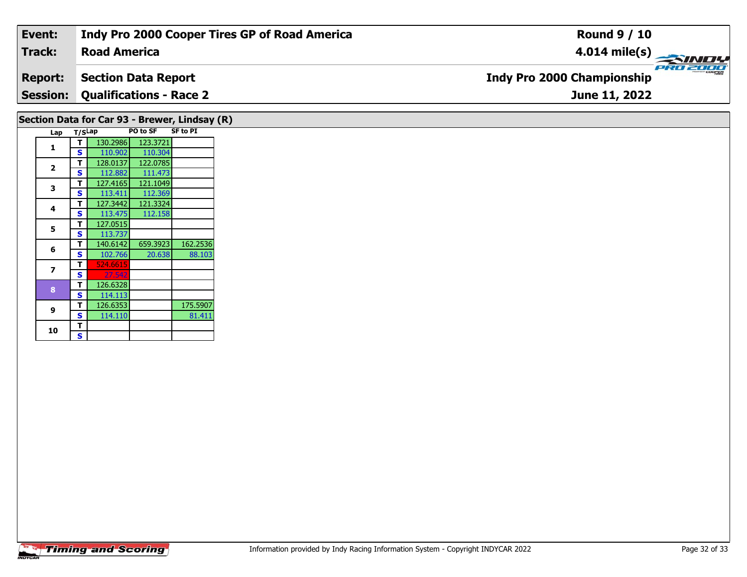| **Event:** | **Indy Pro 2000 Cooper Tires GP of Road America** | **Round 9 / 10** |
|---|---|---|
| **Track:** | **Road America** | **4.014 mile(s)** |
| **Report:** | **Section Data Report** | **Indy Pro 2000 Championship** |
| **Session:** | **Qualifications - Race 2** | **June 11, 2022** |

## Section Data for Car 93 - Brewer, Lindsay (R)

| Lap | T/S | Lap | PO to SF | SF to PI |
|---|---|---|---|---|
| 1 | T | 130.2986 | 123.3721 | |
| | S | 110.902 | 110.304 | |
| 2 | T | 128.0137 | 122.0785 | |
| | S | 112.882 | 111.473 | |
| 3 | T | 127.4165 | 121.1049 | |
| | S | 113.411 | 112.369 | |
| 4 | T | 127.3442 | 121.3324 | |
| | S | 113.475 | 112.158 | |
| 5 | T | 127.0515 | | |
| | S | 113.737 | | |
| 6 | T | 140.6142 | 659.3923 | 162.2536 |
| | S | 102.766 | 20.638 | 88.103 |
| 7 | T | 524.6615 | | |
| | S | 27.542 | | |
| 8 | T | 126.6328 | | |
| | S | 114.113 | | |
| 9 | T | 126.6353 | | 175.5907 |
| | S | 114.110 | | 81.411 |
| 10 | T | | | |
| | S | | | |

Information provided by Indy Racing Information System - Copyright INDYCAR 2022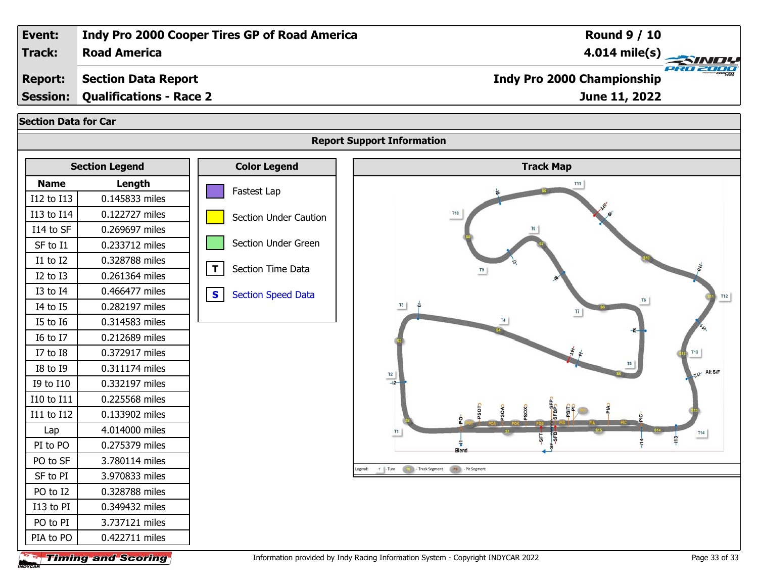| | | | |
|---|---|---|---|
| **Event:** | **Indy Pro 2000 Cooper Tires GP of Road America** | **Round 9 / 10** | |
| **Track:** | **Road America** | **4.014 mile(s)** | |
| **Report:** | **Section Data Report** | **Indy Pro 2000 Championship** | |
| **Session:** | **Qualifications - Race 2** | **June 11, 2022** | |

## Section Data for Car

### Report Support Information

**Section Legend**

| Name | Length |
|---|---|
| I12 to I13 | 0.145833 miles |
| I13 to I14 | 0.122727 miles |
| I14 to SF | 0.269697 miles |
| SF to I1 | 0.233712 miles |
| I1 to I2 | 0.328788 miles |
| I2 to I3 | 0.261364 miles |
| I3 to I4 | 0.466477 miles |
| I4 to I5 | 0.282197 miles |
| I5 to I6 | 0.314583 miles |
| I6 to I7 | 0.212689 miles |
| I7 to I8 | 0.372917 miles |
| I8 to I9 | 0.311174 miles |
| I9 to I10 | 0.332197 miles |
| I10 to I11 | 0.225568 miles |
| I11 to I12 | 0.133902 miles |
| Lap | 4.014000 miles |
| PI to PO | 0.275379 miles |
| PO to SF | 3.780114 miles |
| SF to PI | 3.970833 miles |
| PO to I2 | 0.328788 miles |
| I13 to PI | 0.349432 miles |
| PO to PI | 3.737121 miles |
| PIA to PO | 0.422711 miles |

**Color Legend**

- Fastest Lap
- Section Under Caution
- Section Under Green
- T — Section Time Data
- S — Section Speed Data

**Track Map**

T1 T2 T3 T4 T5 T6 T7 T8 T9 T10 T11 T12 T13 T14

I1 I2 I3 I4 I5 I6 I7 I8 I9 I10 I11 I12 I13 I14

Alt S/F

PO PSOT PSOA PSOX SFP SFBP PSIT PI PIA PIC SFT SF SFB Blend

Legend: T - Turn, TS - Track Segment, PS - Pit Segment

Information provided by Indy Racing Information System - Copyright INDYCAR 2022